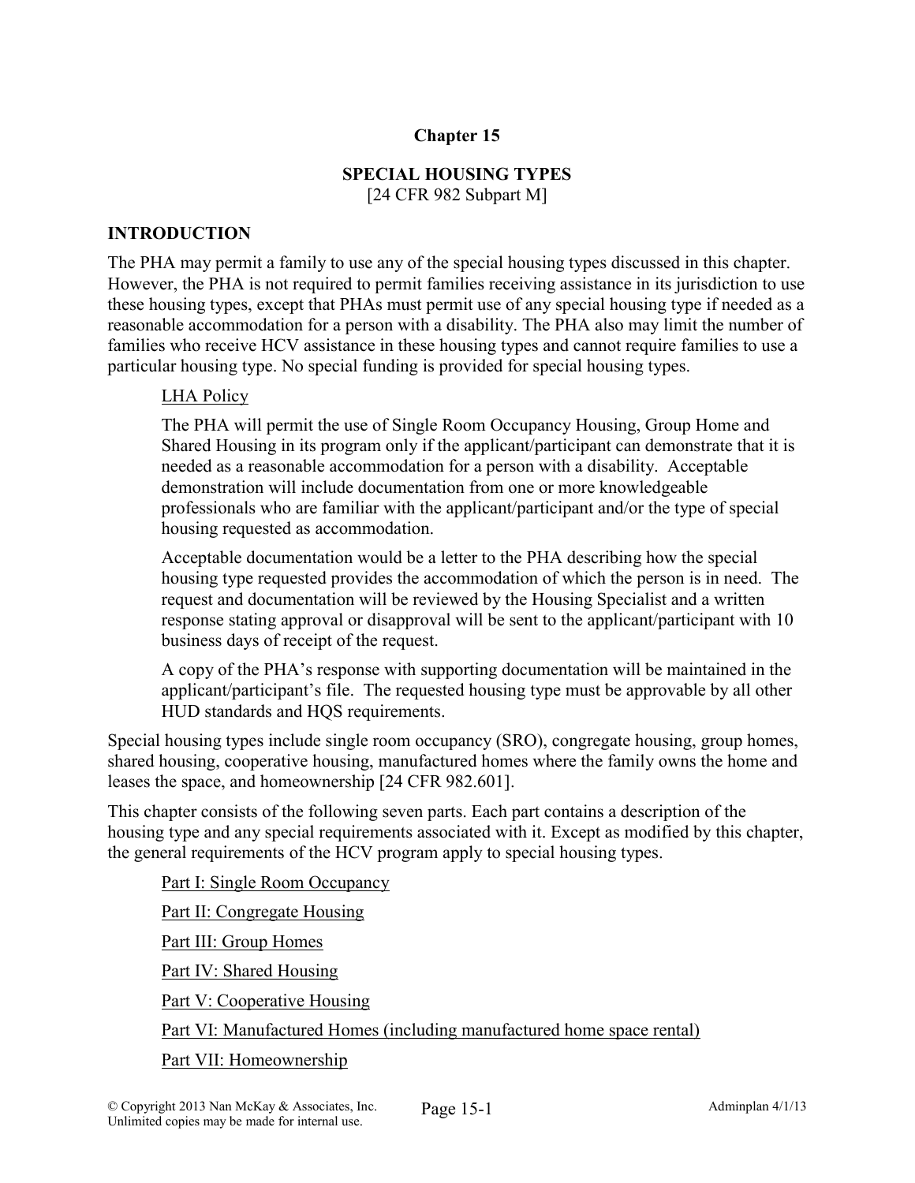# Chapter 15

## SPECIAL HOUSING TYPES

[24 CFR 982 Subpart M]

### INTRODUCTION

The PHA may permit a family to use any of the special housing types discussed in this chapter. However, the PHA is not required to permit families receiving assistance in its jurisdiction to use these housing types, except that PHAs must permit use of any special housing type if needed as a reasonable accommodation for a person with a disability. The PHA also may limit the number of families who receive HCV assistance in these housing types and cannot require families to use a particular housing type. No special funding is provided for special housing types.

<u>LHA Policy</u>

The PHA will permit the use of Single Room Occupancy Housing, Group Home and Shared Housing in its program only if the applicant/participant can demonstrate that it is needed as a reasonable accommodation for a person with a disability. Acceptable demonstration will include documentation from one or more knowledgeable professionals who are familiar with the applicant/participant and/or the type of special housing requested as accommodation.

Acceptable documentation would be a letter to the PHA describing how the special housing type requested provides the accommodation of which the person is in need. The request and documentation will be reviewed by the Housing Specialist and a written response stating approval or disapproval will be sent to the applicant/participant with 10 business days of receipt of the request.

A copy of the PHA's response with supporting documentation will be maintained in the applicant/participant's file. The requested housing type must be approvable by all other HUD standards and HQS requirements.

Special housing types include single room occupancy (SRO), congregate housing, group homes, shared housing, cooperative housing, manufactured homes where the family owns the home and leases the space, and homeownership [24 CFR 982.601].

This chapter consists of the following seven parts. Each part contains a description of the housing type and any special requirements associated with it. Except as modified by this chapter, the general requirements of the HCV program apply to special housing types.

<u>Part I: Single Room Occupancy</u>

<u>Part II: Congregate Housing</u>

<u>Part III: Group Homes</u>

<u>Part IV: Shared Housing</u>

<u>Part V: Cooperative Housing</u>

<u>Part VI: Manufactured Homes (including manufactured home space rental)</u>

<u>Part VII: Homeownership</u>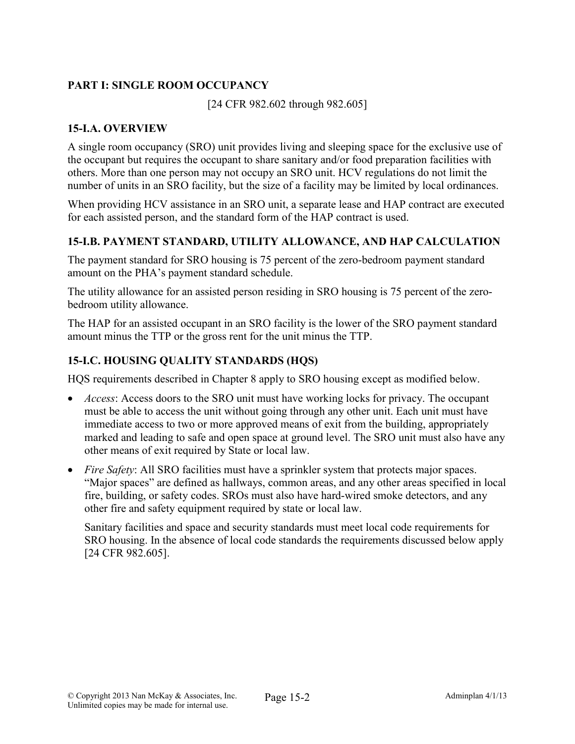## PART I: SINGLE ROOM OCCUPANCY

[24 CFR 982.602 through 982.605]

### 15-I.A. OVERVIEW

A single room occupancy (SRO) unit provides living and sleeping space for the exclusive use of the occupant but requires the occupant to share sanitary and/or food preparation facilities with others. More than one person may not occupy an SRO unit. HCV regulations do not limit the number of units in an SRO facility, but the size of a facility may be limited by local ordinances.

When providing HCV assistance in an SRO unit, a separate lease and HAP contract are executed for each assisted person, and the standard form of the HAP contract is used.

### 15-I.B. PAYMENT STANDARD, UTILITY ALLOWANCE, AND HAP CALCULATION

The payment standard for SRO housing is 75 percent of the zero-bedroom payment standard amount on the PHA's payment standard schedule.

The utility allowance for an assisted person residing in SRO housing is 75 percent of the zero-bedroom utility allowance.

The HAP for an assisted occupant in an SRO facility is the lower of the SRO payment standard amount minus the TTP or the gross rent for the unit minus the TTP.

### 15-I.C. HOUSING QUALITY STANDARDS (HQS)

HQS requirements described in Chapter 8 apply to SRO housing except as modified below.

- *Access*: Access doors to the SRO unit must have working locks for privacy. The occupant must be able to access the unit without going through any other unit. Each unit must have immediate access to two or more approved means of exit from the building, appropriately marked and leading to safe and open space at ground level. The SRO unit must also have any other means of exit required by State or local law.
- *Fire Safety*: All SRO facilities must have a sprinkler system that protects major spaces. "Major spaces" are defined as hallways, common areas, and any other areas specified in local fire, building, or safety codes. SROs must also have hard-wired smoke detectors, and any other fire and safety equipment required by state or local law.

  Sanitary facilities and space and security standards must meet local code requirements for SRO housing. In the absence of local code standards the requirements discussed below apply [24 CFR 982.605].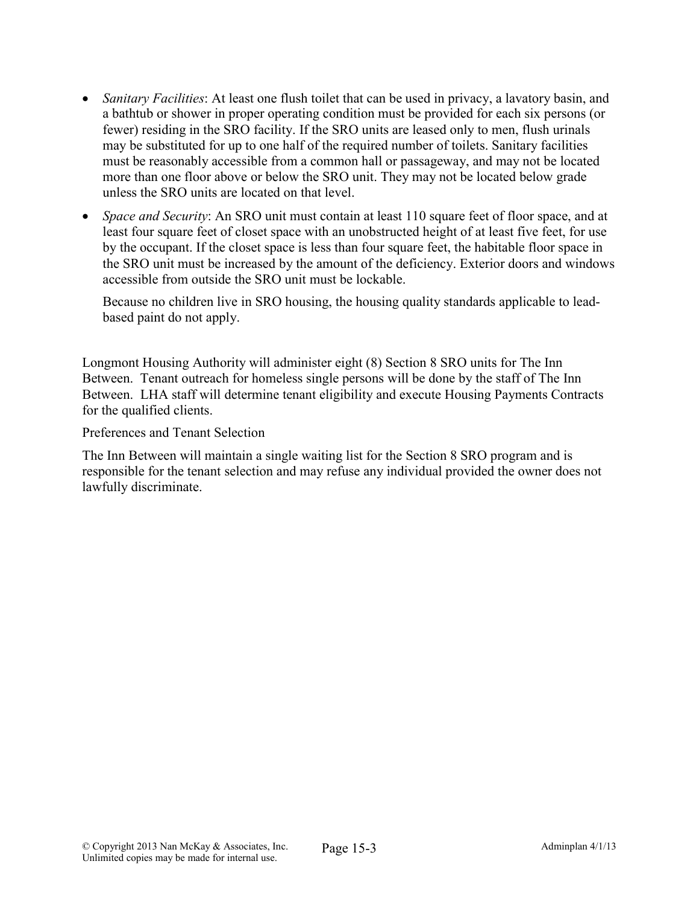- *Sanitary Facilities*: At least one flush toilet that can be used in privacy, a lavatory basin, and a bathtub or shower in proper operating condition must be provided for each six persons (or fewer) residing in the SRO facility. If the SRO units are leased only to men, flush urinals may be substituted for up to one half of the required number of toilets. Sanitary facilities must be reasonably accessible from a common hall or passageway, and may not be located more than one floor above or below the SRO unit. They may not be located below grade unless the SRO units are located on that level.

- *Space and Security*: An SRO unit must contain at least 110 square feet of floor space, and at least four square feet of closet space with an unobstructed height of at least five feet, for use by the occupant. If the closet space is less than four square feet, the habitable floor space in the SRO unit must be increased by the amount of the deficiency. Exterior doors and windows accessible from outside the SRO unit must be lockable.

  Because no children live in SRO housing, the housing quality standards applicable to lead-based paint do not apply.

Longmont Housing Authority will administer eight (8) Section 8 SRO units for The Inn Between. Tenant outreach for homeless single persons will be done by the staff of The Inn Between. LHA staff will determine tenant eligibility and execute Housing Payments Contracts for the qualified clients.

Preferences and Tenant Selection

The Inn Between will maintain a single waiting list for the Section 8 SRO program and is responsible for the tenant selection and may refuse any individual provided the owner does not lawfully discriminate.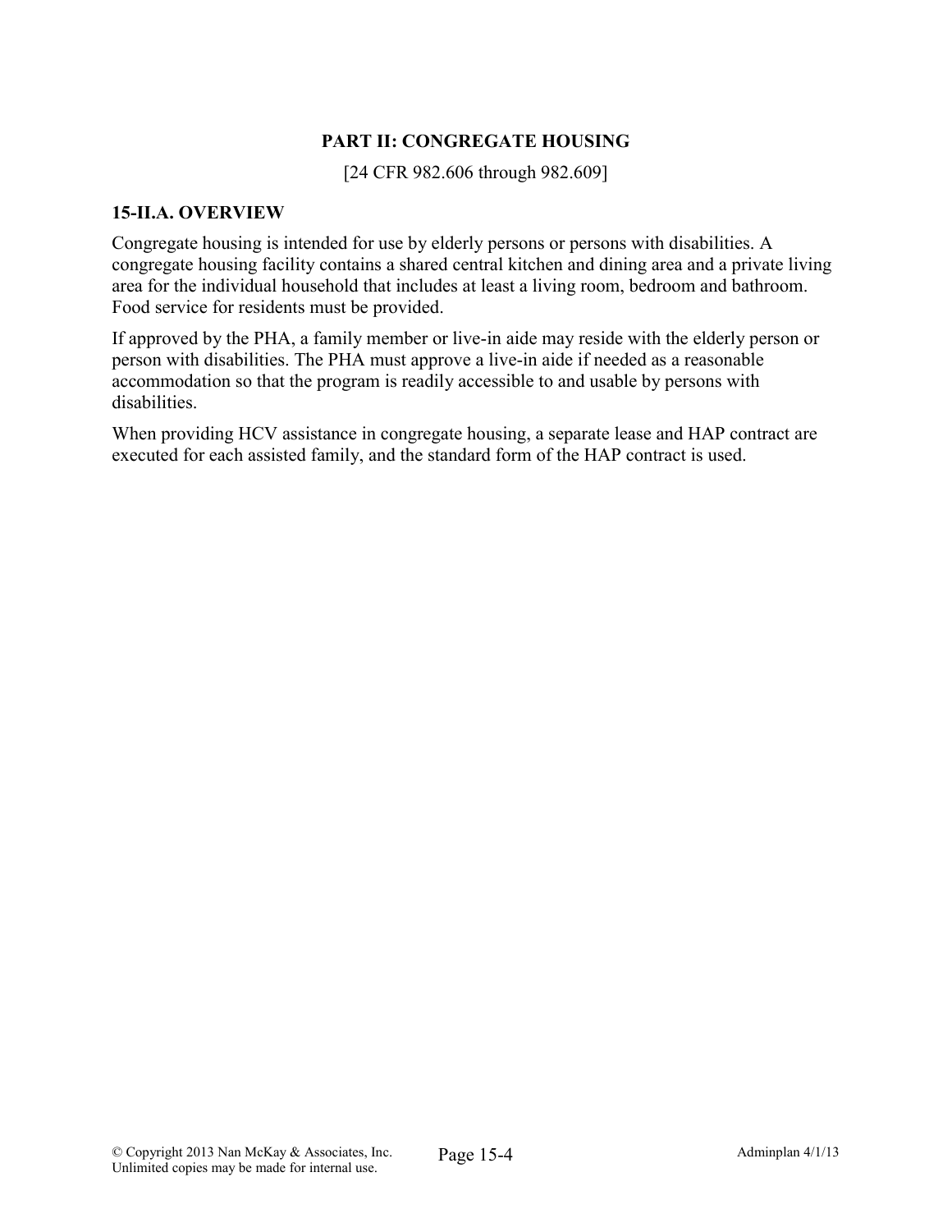## PART II: CONGREGATE HOUSING

[24 CFR 982.606 through 982.609]

### 15-II.A. OVERVIEW

Congregate housing is intended for use by elderly persons or persons with disabilities. A congregate housing facility contains a shared central kitchen and dining area and a private living area for the individual household that includes at least a living room, bedroom and bathroom. Food service for residents must be provided.

If approved by the PHA, a family member or live-in aide may reside with the elderly person or person with disabilities. The PHA must approve a live-in aide if needed as a reasonable accommodation so that the program is readily accessible to and usable by persons with disabilities.

When providing HCV assistance in congregate housing, a separate lease and HAP contract are executed for each assisted family, and the standard form of the HAP contract is used.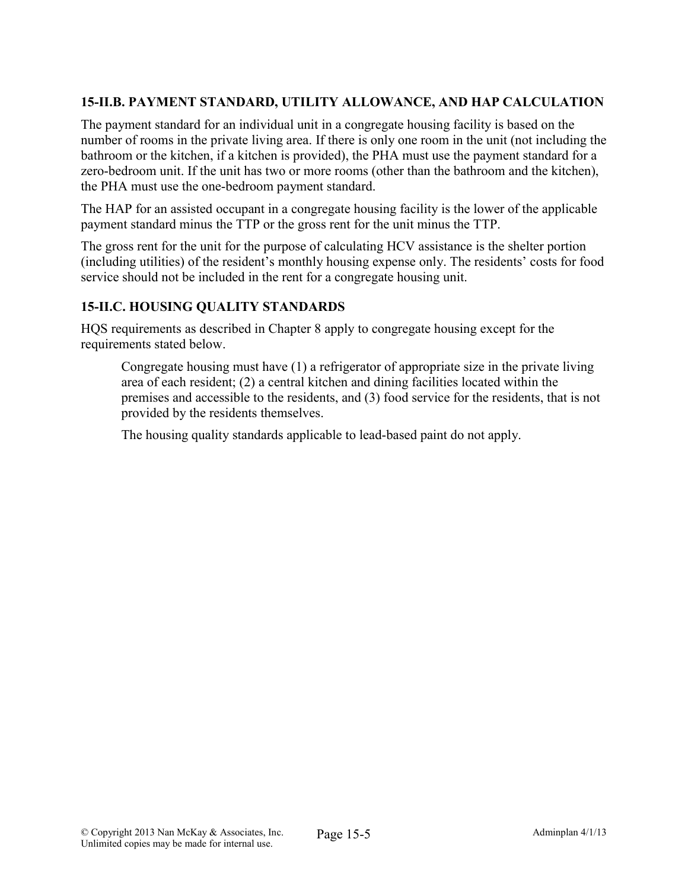### 15-II.B. PAYMENT STANDARD, UTILITY ALLOWANCE, AND HAP CALCULATION

The payment standard for an individual unit in a congregate housing facility is based on the number of rooms in the private living area. If there is only one room in the unit (not including the bathroom or the kitchen, if a kitchen is provided), the PHA must use the payment standard for a zero-bedroom unit. If the unit has two or more rooms (other than the bathroom and the kitchen), the PHA must use the one-bedroom payment standard.

The HAP for an assisted occupant in a congregate housing facility is the lower of the applicable payment standard minus the TTP or the gross rent for the unit minus the TTP.

The gross rent for the unit for the purpose of calculating HCV assistance is the shelter portion (including utilities) of the resident's monthly housing expense only. The residents' costs for food service should not be included in the rent for a congregate housing unit.

### 15-II.C. HOUSING QUALITY STANDARDS

HQS requirements as described in Chapter 8 apply to congregate housing except for the requirements stated below.

> Congregate housing must have (1) a refrigerator of appropriate size in the private living area of each resident; (2) a central kitchen and dining facilities located within the premises and accessible to the residents, and (3) food service for the residents, that is not provided by the residents themselves.
>
> The housing quality standards applicable to lead-based paint do not apply.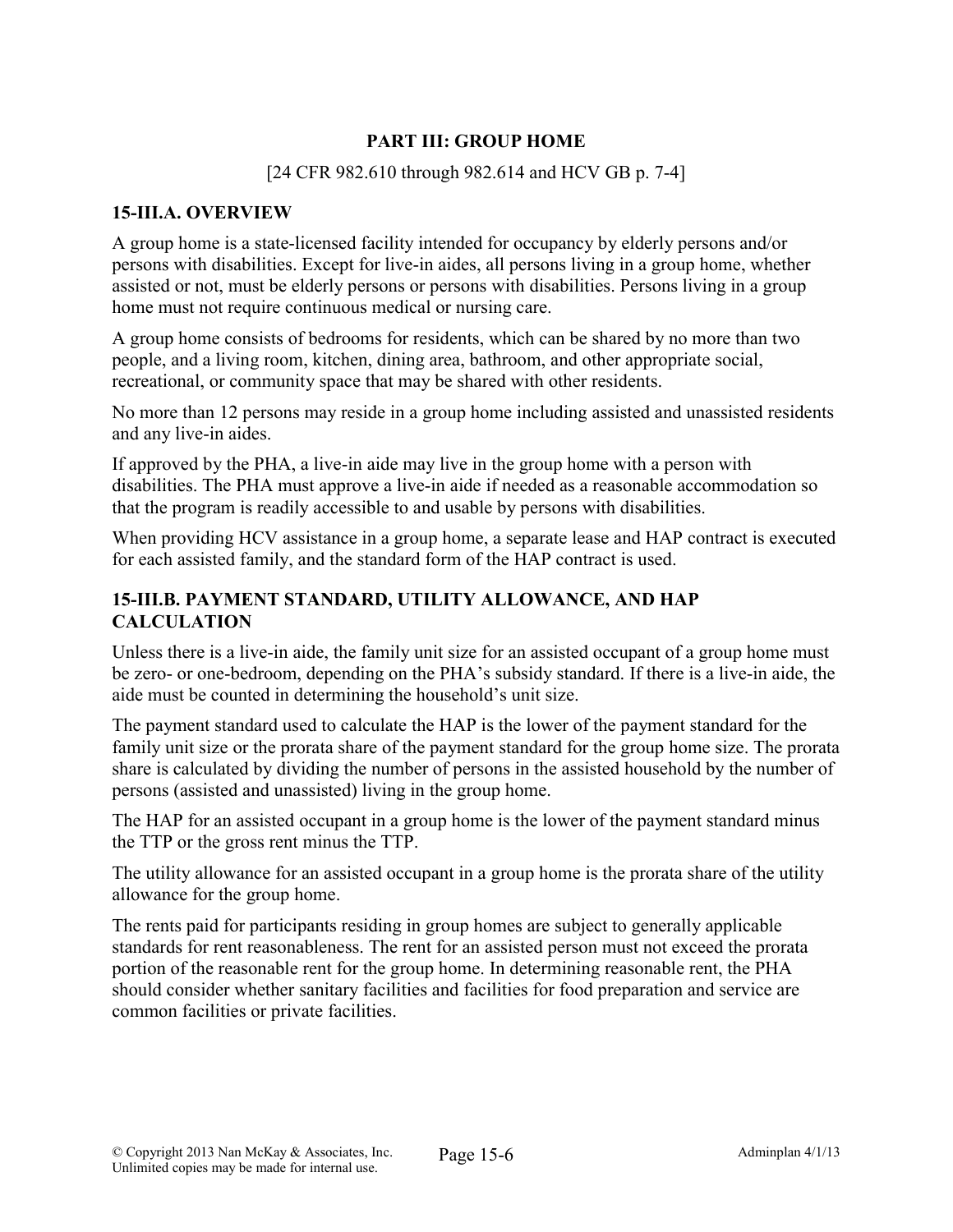## PART III: GROUP HOME

[24 CFR 982.610 through 982.614 and HCV GB p. 7-4]

### 15-III.A. OVERVIEW

A group home is a state-licensed facility intended for occupancy by elderly persons and/or persons with disabilities. Except for live-in aides, all persons living in a group home, whether assisted or not, must be elderly persons or persons with disabilities. Persons living in a group home must not require continuous medical or nursing care.

A group home consists of bedrooms for residents, which can be shared by no more than two people, and a living room, kitchen, dining area, bathroom, and other appropriate social, recreational, or community space that may be shared with other residents.

No more than 12 persons may reside in a group home including assisted and unassisted residents and any live-in aides.

If approved by the PHA, a live-in aide may live in the group home with a person with disabilities. The PHA must approve a live-in aide if needed as a reasonable accommodation so that the program is readily accessible to and usable by persons with disabilities.

When providing HCV assistance in a group home, a separate lease and HAP contract is executed for each assisted family, and the standard form of the HAP contract is used.

### 15-III.B. PAYMENT STANDARD, UTILITY ALLOWANCE, AND HAP CALCULATION

Unless there is a live-in aide, the family unit size for an assisted occupant of a group home must be zero- or one-bedroom, depending on the PHA's subsidy standard. If there is a live-in aide, the aide must be counted in determining the household's unit size.

The payment standard used to calculate the HAP is the lower of the payment standard for the family unit size or the prorata share of the payment standard for the group home size. The prorata share is calculated by dividing the number of persons in the assisted household by the number of persons (assisted and unassisted) living in the group home.

The HAP for an assisted occupant in a group home is the lower of the payment standard minus the TTP or the gross rent minus the TTP.

The utility allowance for an assisted occupant in a group home is the prorata share of the utility allowance for the group home.

The rents paid for participants residing in group homes are subject to generally applicable standards for rent reasonableness. The rent for an assisted person must not exceed the prorata portion of the reasonable rent for the group home. In determining reasonable rent, the PHA should consider whether sanitary facilities and facilities for food preparation and service are common facilities or private facilities.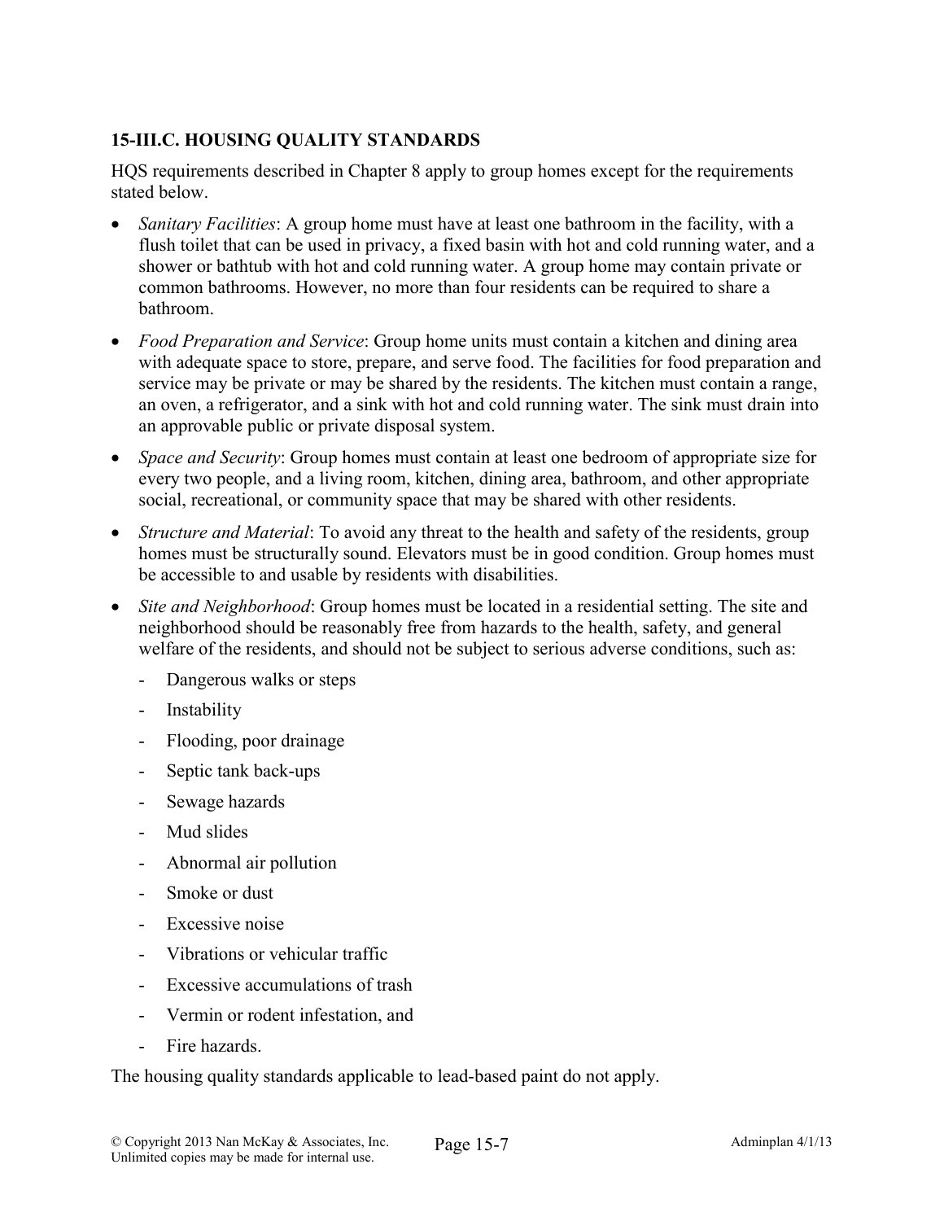## 15-III.C. HOUSING QUALITY STANDARDS

HQS requirements described in Chapter 8 apply to group homes except for the requirements stated below.

- *Sanitary Facilities*: A group home must have at least one bathroom in the facility, with a flush toilet that can be used in privacy, a fixed basin with hot and cold running water, and a shower or bathtub with hot and cold running water. A group home may contain private or common bathrooms. However, no more than four residents can be required to share a bathroom.
- *Food Preparation and Service*: Group home units must contain a kitchen and dining area with adequate space to store, prepare, and serve food. The facilities for food preparation and service may be private or may be shared by the residents. The kitchen must contain a range, an oven, a refrigerator, and a sink with hot and cold running water. The sink must drain into an approvable public or private disposal system.
- *Space and Security*: Group homes must contain at least one bedroom of appropriate size for every two people, and a living room, kitchen, dining area, bathroom, and other appropriate social, recreational, or community space that may be shared with other residents.
- *Structure and Material*: To avoid any threat to the health and safety of the residents, group homes must be structurally sound. Elevators must be in good condition. Group homes must be accessible to and usable by residents with disabilities.
- *Site and Neighborhood*: Group homes must be located in a residential setting. The site and neighborhood should be reasonably free from hazards to the health, safety, and general welfare of the residents, and should not be subject to serious adverse conditions, such as:
  - Dangerous walks or steps
  - Instability
  - Flooding, poor drainage
  - Septic tank back-ups
  - Sewage hazards
  - Mud slides
  - Abnormal air pollution
  - Smoke or dust
  - Excessive noise
  - Vibrations or vehicular traffic
  - Excessive accumulations of trash
  - Vermin or rodent infestation, and
  - Fire hazards.

The housing quality standards applicable to lead-based paint do not apply.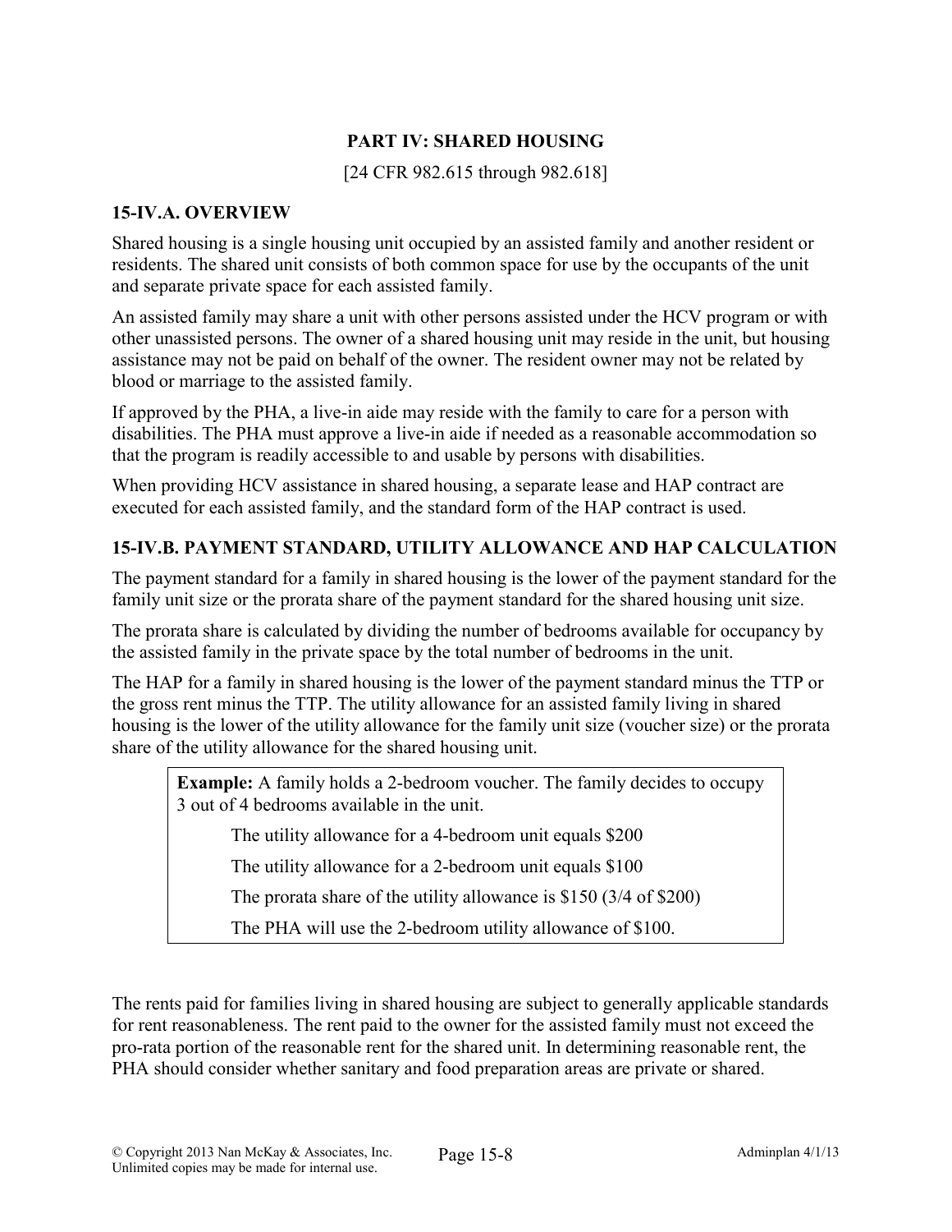## PART IV: SHARED HOUSING

[24 CFR 982.615 through 982.618]

### 15-IV.A. OVERVIEW

Shared housing is a single housing unit occupied by an assisted family and another resident or residents. The shared unit consists of both common space for use by the occupants of the unit and separate private space for each assisted family.

An assisted family may share a unit with other persons assisted under the HCV program or with other unassisted persons. The owner of a shared housing unit may reside in the unit, but housing assistance may not be paid on behalf of the owner. The resident owner may not be related by blood or marriage to the assisted family.

If approved by the PHA, a live-in aide may reside with the family to care for a person with disabilities. The PHA must approve a live-in aide if needed as a reasonable accommodation so that the program is readily accessible to and usable by persons with disabilities.

When providing HCV assistance in shared housing, a separate lease and HAP contract are executed for each assisted family, and the standard form of the HAP contract is used.

### 15-IV.B. PAYMENT STANDARD, UTILITY ALLOWANCE AND HAP CALCULATION

The payment standard for a family in shared housing is the lower of the payment standard for the family unit size or the prorata share of the payment standard for the shared housing unit size.

The prorata share is calculated by dividing the number of bedrooms available for occupancy by the assisted family in the private space by the total number of bedrooms in the unit.

The HAP for a family in shared housing is the lower of the payment standard minus the TTP or the gross rent minus the TTP. The utility allowance for an assisted family living in shared housing is the lower of the utility allowance for the family unit size (voucher size) or the prorata share of the utility allowance for the shared housing unit.

> **Example:** A family holds a 2-bedroom voucher. The family decides to occupy 3 out of 4 bedrooms available in the unit.
>
> The utility allowance for a 4-bedroom unit equals $200
>
> The utility allowance for a 2-bedroom unit equals $100
>
> The prorata share of the utility allowance is $150 (3/4 of $200)
>
> The PHA will use the 2-bedroom utility allowance of $100.

The rents paid for families living in shared housing are subject to generally applicable standards for rent reasonableness. The rent paid to the owner for the assisted family must not exceed the pro-rata portion of the reasonable rent for the shared unit. In determining reasonable rent, the PHA should consider whether sanitary and food preparation areas are private or shared.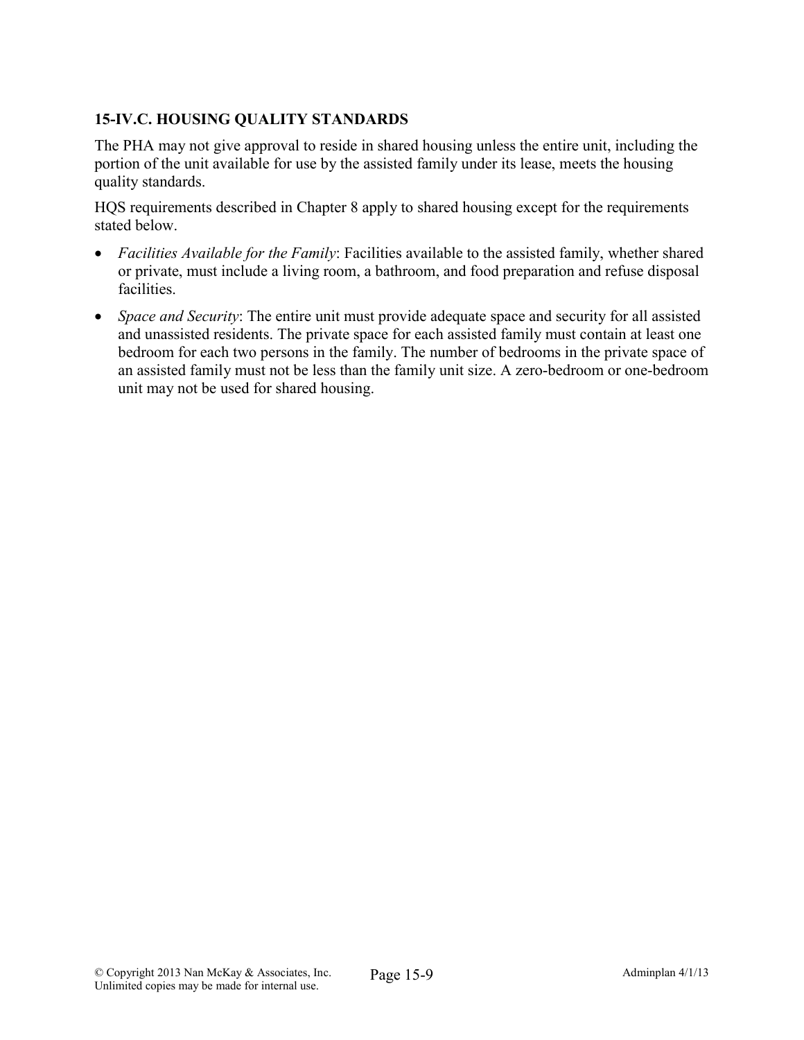### 15-IV.C. HOUSING QUALITY STANDARDS

The PHA may not give approval to reside in shared housing unless the entire unit, including the portion of the unit available for use by the assisted family under its lease, meets the housing quality standards.

HQS requirements described in Chapter 8 apply to shared housing except for the requirements stated below.

- *Facilities Available for the Family*: Facilities available to the assisted family, whether shared or private, must include a living room, a bathroom, and food preparation and refuse disposal facilities.
- *Space and Security*: The entire unit must provide adequate space and security for all assisted and unassisted residents. The private space for each assisted family must contain at least one bedroom for each two persons in the family. The number of bedrooms in the private space of an assisted family must not be less than the family unit size. A zero-bedroom or one-bedroom unit may not be used for shared housing.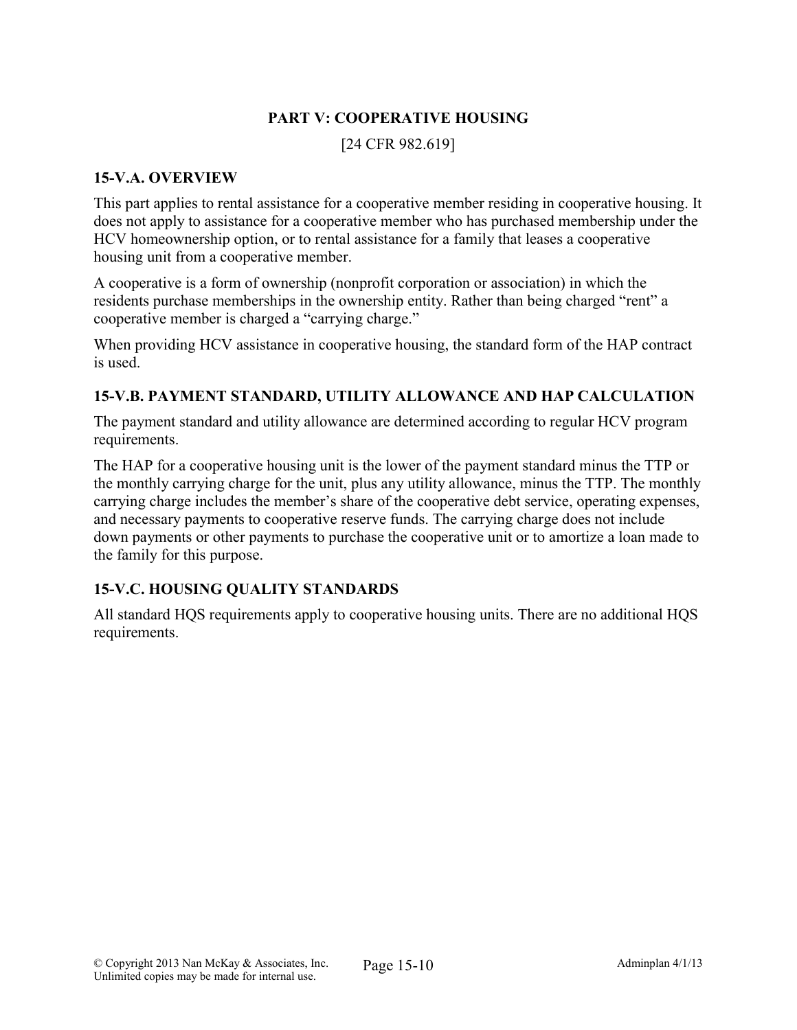## PART V: COOPERATIVE HOUSING

[24 CFR 982.619]

### 15-V.A. OVERVIEW

This part applies to rental assistance for a cooperative member residing in cooperative housing. It does not apply to assistance for a cooperative member who has purchased membership under the HCV homeownership option, or to rental assistance for a family that leases a cooperative housing unit from a cooperative member.

A cooperative is a form of ownership (nonprofit corporation or association) in which the residents purchase memberships in the ownership entity. Rather than being charged "rent" a cooperative member is charged a "carrying charge."

When providing HCV assistance in cooperative housing, the standard form of the HAP contract is used.

### 15-V.B. PAYMENT STANDARD, UTILITY ALLOWANCE AND HAP CALCULATION

The payment standard and utility allowance are determined according to regular HCV program requirements.

The HAP for a cooperative housing unit is the lower of the payment standard minus the TTP or the monthly carrying charge for the unit, plus any utility allowance, minus the TTP. The monthly carrying charge includes the member's share of the cooperative debt service, operating expenses, and necessary payments to cooperative reserve funds. The carrying charge does not include down payments or other payments to purchase the cooperative unit or to amortize a loan made to the family for this purpose.

### 15-V.C. HOUSING QUALITY STANDARDS

All standard HQS requirements apply to cooperative housing units. There are no additional HQS requirements.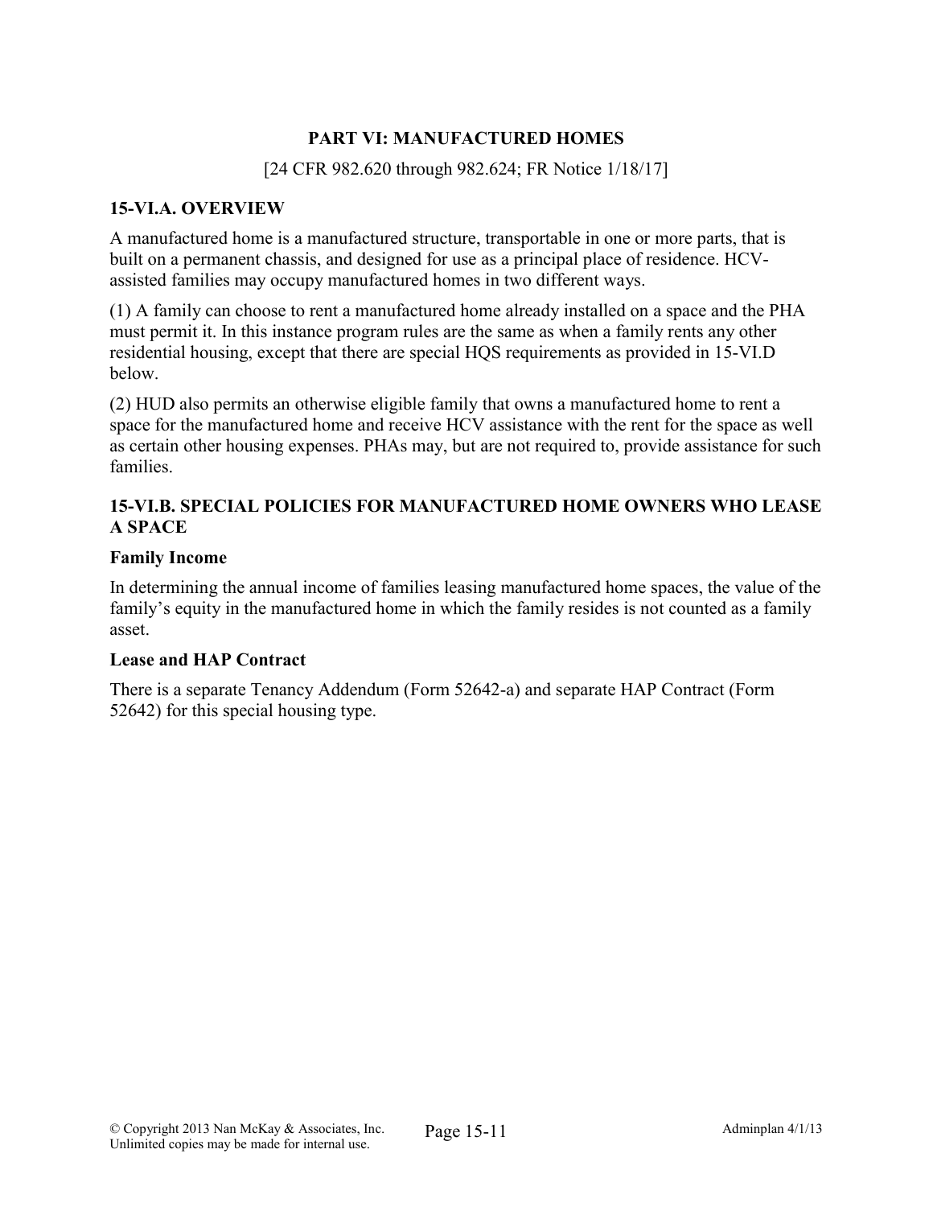## PART VI: MANUFACTURED HOMES

[24 CFR 982.620 through 982.624; FR Notice 1/18/17]

### 15-VI.A. OVERVIEW

A manufactured home is a manufactured structure, transportable in one or more parts, that is built on a permanent chassis, and designed for use as a principal place of residence. HCV-assisted families may occupy manufactured homes in two different ways.

(1) A family can choose to rent a manufactured home already installed on a space and the PHA must permit it. In this instance program rules are the same as when a family rents any other residential housing, except that there are special HQS requirements as provided in 15-VI.D below.

(2) HUD also permits an otherwise eligible family that owns a manufactured home to rent a space for the manufactured home and receive HCV assistance with the rent for the space as well as certain other housing expenses. PHAs may, but are not required to, provide assistance for such families.

### 15-VI.B. SPECIAL POLICIES FOR MANUFACTURED HOME OWNERS WHO LEASE A SPACE

**Family Income**

In determining the annual income of families leasing manufactured home spaces, the value of the family's equity in the manufactured home in which the family resides is not counted as a family asset.

**Lease and HAP Contract**

There is a separate Tenancy Addendum (Form 52642-a) and separate HAP Contract (Form 52642) for this special housing type.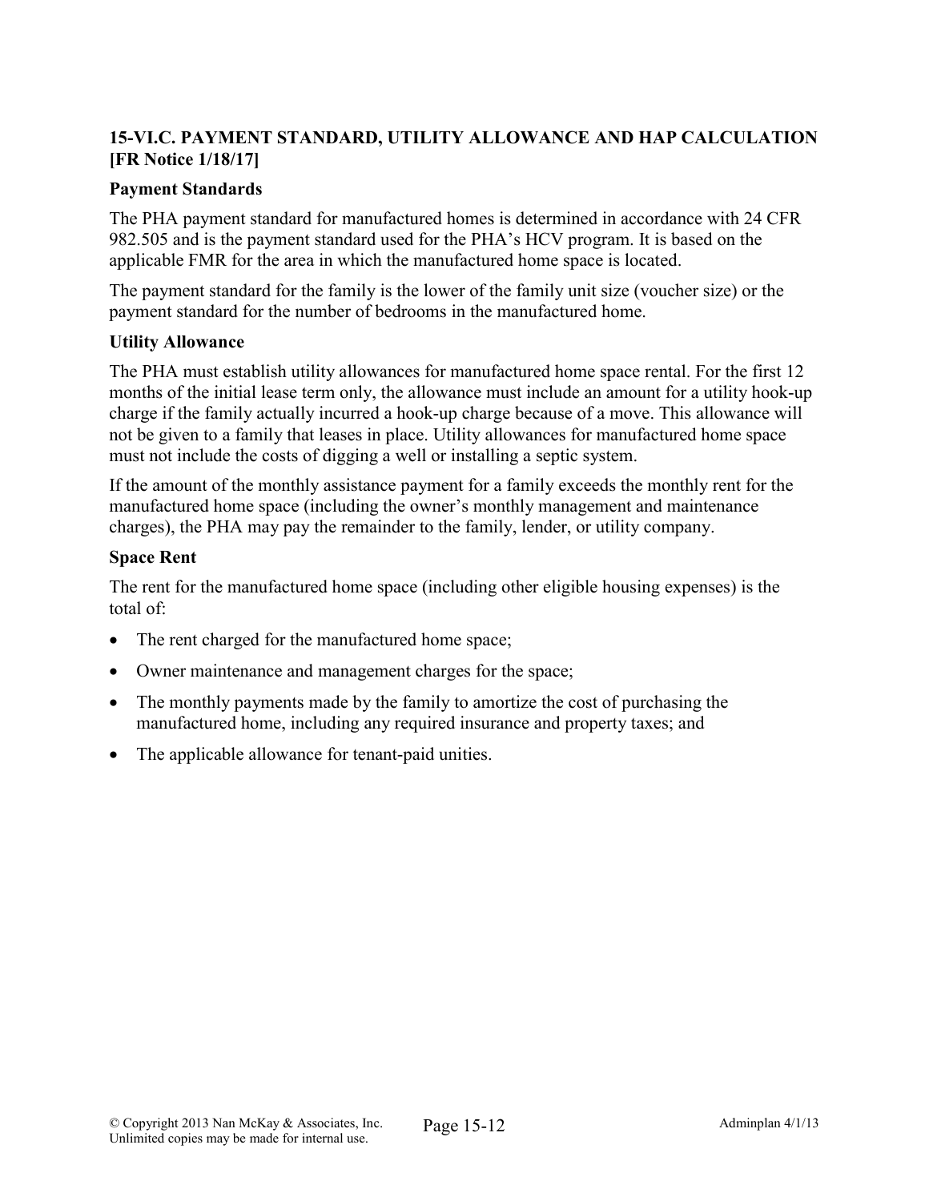### 15-VI.C. PAYMENT STANDARD, UTILITY ALLOWANCE AND HAP CALCULATION [FR Notice 1/18/17]

**Payment Standards**

The PHA payment standard for manufactured homes is determined in accordance with 24 CFR 982.505 and is the payment standard used for the PHA's HCV program. It is based on the applicable FMR for the area in which the manufactured home space is located.

The payment standard for the family is the lower of the family unit size (voucher size) or the payment standard for the number of bedrooms in the manufactured home.

**Utility Allowance**

The PHA must establish utility allowances for manufactured home space rental. For the first 12 months of the initial lease term only, the allowance must include an amount for a utility hook-up charge if the family actually incurred a hook-up charge because of a move. This allowance will not be given to a family that leases in place. Utility allowances for manufactured home space must not include the costs of digging a well or installing a septic system.

If the amount of the monthly assistance payment for a family exceeds the monthly rent for the manufactured home space (including the owner's monthly management and maintenance charges), the PHA may pay the remainder to the family, lender, or utility company.

**Space Rent**

The rent for the manufactured home space (including other eligible housing expenses) is the total of:

- The rent charged for the manufactured home space;
- Owner maintenance and management charges for the space;
- The monthly payments made by the family to amortize the cost of purchasing the manufactured home, including any required insurance and property taxes; and
- The applicable allowance for tenant-paid unities.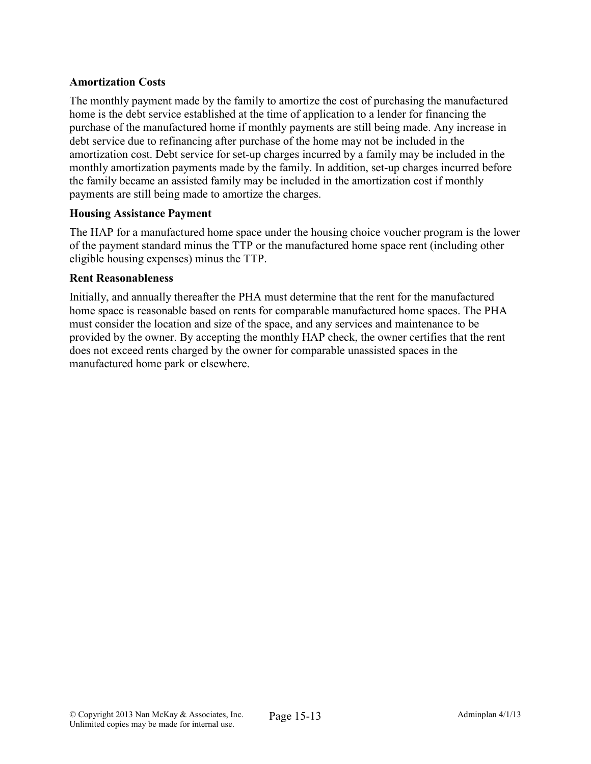**Amortization Costs**

The monthly payment made by the family to amortize the cost of purchasing the manufactured home is the debt service established at the time of application to a lender for financing the purchase of the manufactured home if monthly payments are still being made. Any increase in debt service due to refinancing after purchase of the home may not be included in the amortization cost. Debt service for set-up charges incurred by a family may be included in the monthly amortization payments made by the family. In addition, set-up charges incurred before the family became an assisted family may be included in the amortization cost if monthly payments are still being made to amortize the charges.

**Housing Assistance Payment**

The HAP for a manufactured home space under the housing choice voucher program is the lower of the payment standard minus the TTP or the manufactured home space rent (including other eligible housing expenses) minus the TTP.

**Rent Reasonableness**

Initially, and annually thereafter the PHA must determine that the rent for the manufactured home space is reasonable based on rents for comparable manufactured home spaces. The PHA must consider the location and size of the space, and any services and maintenance to be provided by the owner. By accepting the monthly HAP check, the owner certifies that the rent does not exceed rents charged by the owner for comparable unassisted spaces in the manufactured home park or elsewhere.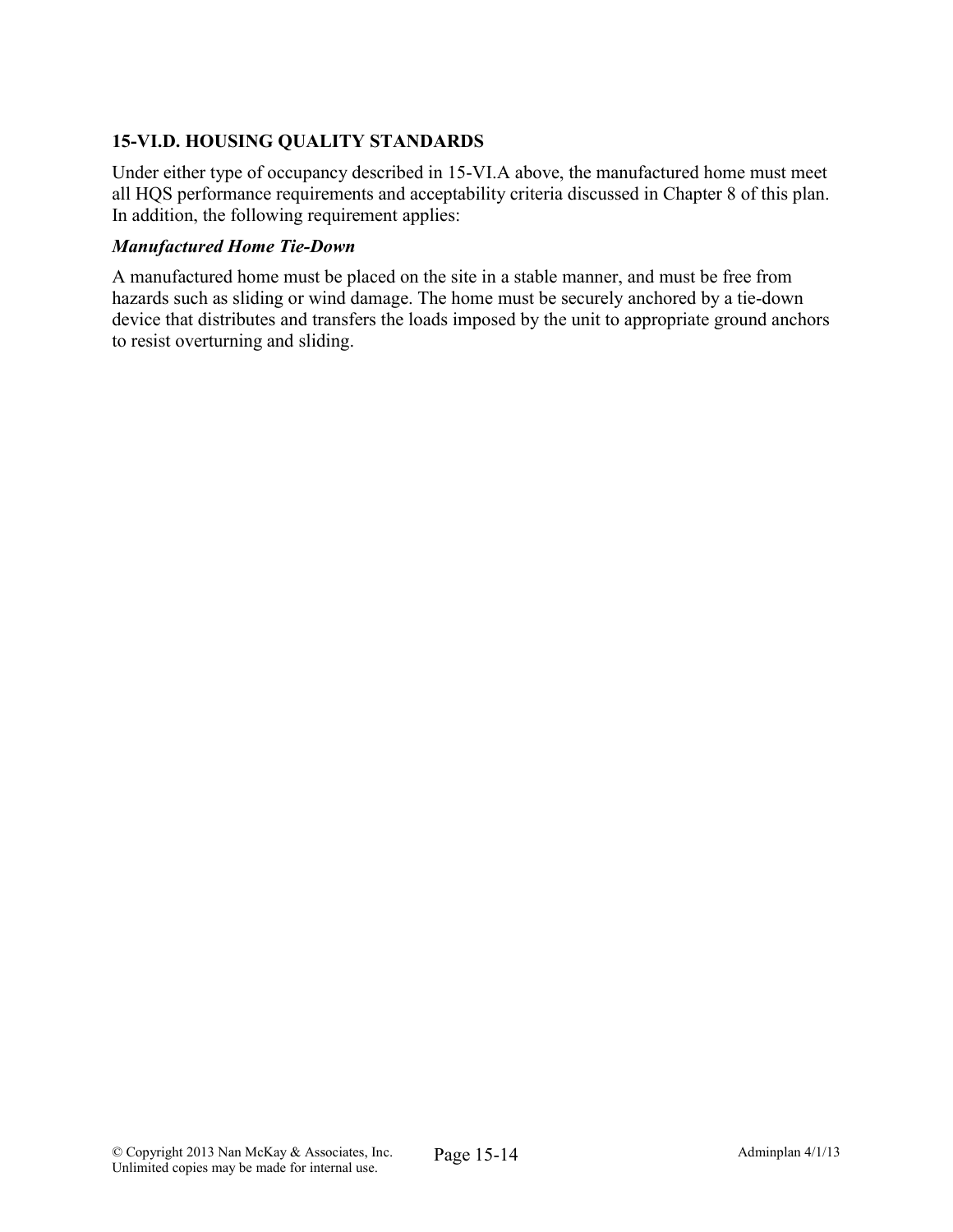## 15-VI.D. HOUSING QUALITY STANDARDS

Under either type of occupancy described in 15-VI.A above, the manufactured home must meet all HQS performance requirements and acceptability criteria discussed in Chapter 8 of this plan. In addition, the following requirement applies:

### *Manufactured Home Tie-Down*

A manufactured home must be placed on the site in a stable manner, and must be free from hazards such as sliding or wind damage. The home must be securely anchored by a tie-down device that distributes and transfers the loads imposed by the unit to appropriate ground anchors to resist overturning and sliding.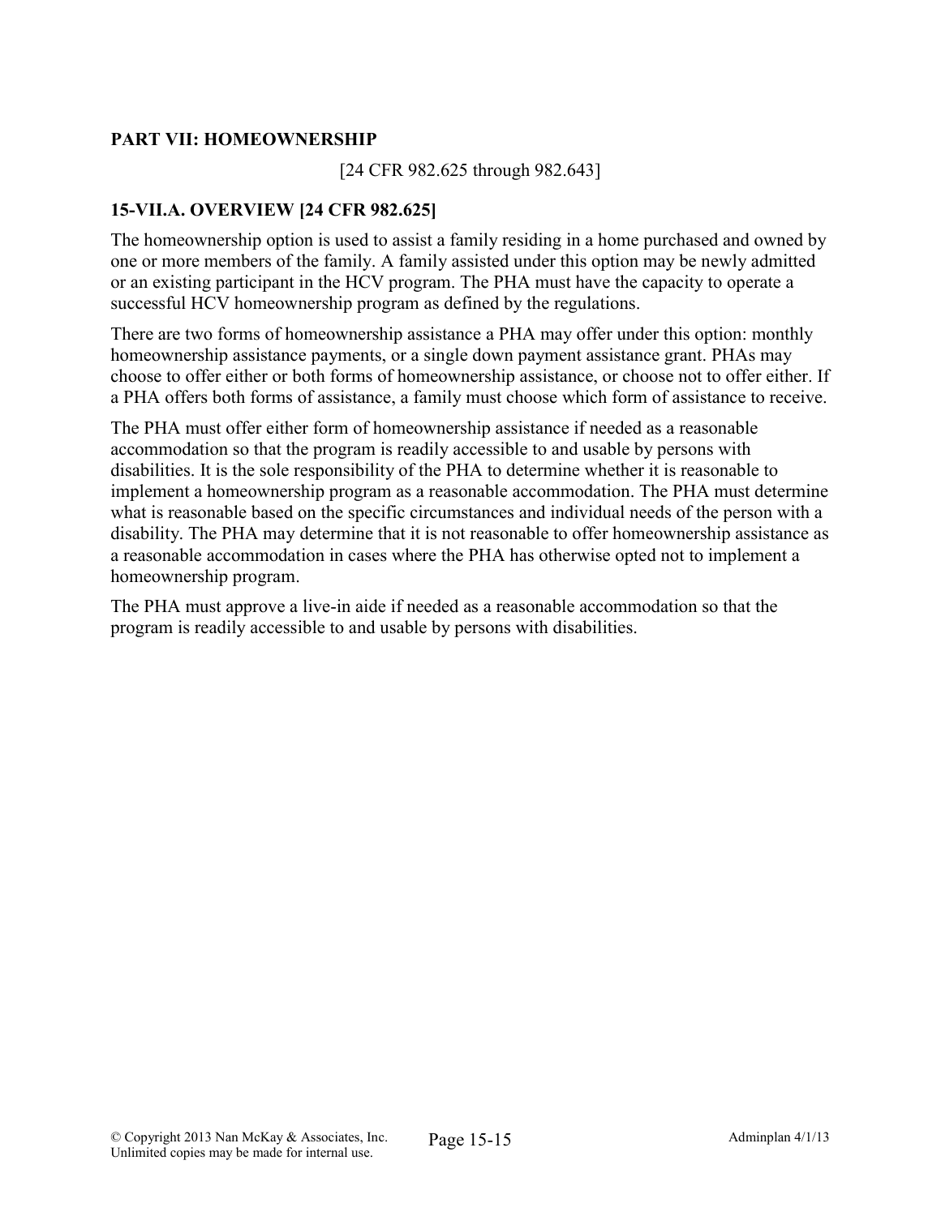## PART VII: HOMEOWNERSHIP

[24 CFR 982.625 through 982.643]

### 15-VII.A. OVERVIEW [24 CFR 982.625]

The homeownership option is used to assist a family residing in a home purchased and owned by one or more members of the family. A family assisted under this option may be newly admitted or an existing participant in the HCV program. The PHA must have the capacity to operate a successful HCV homeownership program as defined by the regulations.

There are two forms of homeownership assistance a PHA may offer under this option: monthly homeownership assistance payments, or a single down payment assistance grant. PHAs may choose to offer either or both forms of homeownership assistance, or choose not to offer either. If a PHA offers both forms of assistance, a family must choose which form of assistance to receive.

The PHA must offer either form of homeownership assistance if needed as a reasonable accommodation so that the program is readily accessible to and usable by persons with disabilities. It is the sole responsibility of the PHA to determine whether it is reasonable to implement a homeownership program as a reasonable accommodation. The PHA must determine what is reasonable based on the specific circumstances and individual needs of the person with a disability. The PHA may determine that it is not reasonable to offer homeownership assistance as a reasonable accommodation in cases where the PHA has otherwise opted not to implement a homeownership program.

The PHA must approve a live-in aide if needed as a reasonable accommodation so that the program is readily accessible to and usable by persons with disabilities.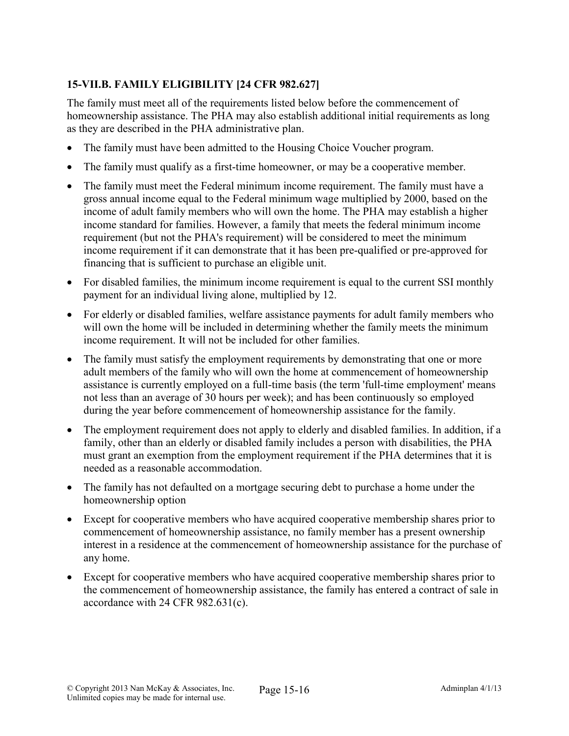### 15-VII.B. FAMILY ELIGIBILITY [24 CFR 982.627]

The family must meet all of the requirements listed below before the commencement of homeownership assistance. The PHA may also establish additional initial requirements as long as they are described in the PHA administrative plan.

- The family must have been admitted to the Housing Choice Voucher program.
- The family must qualify as a first-time homeowner, or may be a cooperative member.
- The family must meet the Federal minimum income requirement. The family must have a gross annual income equal to the Federal minimum wage multiplied by 2000, based on the income of adult family members who will own the home. The PHA may establish a higher income standard for families. However, a family that meets the federal minimum income requirement (but not the PHA's requirement) will be considered to meet the minimum income requirement if it can demonstrate that it has been pre-qualified or pre-approved for financing that is sufficient to purchase an eligible unit.
- For disabled families, the minimum income requirement is equal to the current SSI monthly payment for an individual living alone, multiplied by 12.
- For elderly or disabled families, welfare assistance payments for adult family members who will own the home will be included in determining whether the family meets the minimum income requirement. It will not be included for other families.
- The family must satisfy the employment requirements by demonstrating that one or more adult members of the family who will own the home at commencement of homeownership assistance is currently employed on a full-time basis (the term 'full-time employment' means not less than an average of 30 hours per week); and has been continuously so employed during the year before commencement of homeownership assistance for the family.
- The employment requirement does not apply to elderly and disabled families. In addition, if a family, other than an elderly or disabled family includes a person with disabilities, the PHA must grant an exemption from the employment requirement if the PHA determines that it is needed as a reasonable accommodation.
- The family has not defaulted on a mortgage securing debt to purchase a home under the homeownership option
- Except for cooperative members who have acquired cooperative membership shares prior to commencement of homeownership assistance, no family member has a present ownership interest in a residence at the commencement of homeownership assistance for the purchase of any home.
- Except for cooperative members who have acquired cooperative membership shares prior to the commencement of homeownership assistance, the family has entered a contract of sale in accordance with 24 CFR 982.631(c).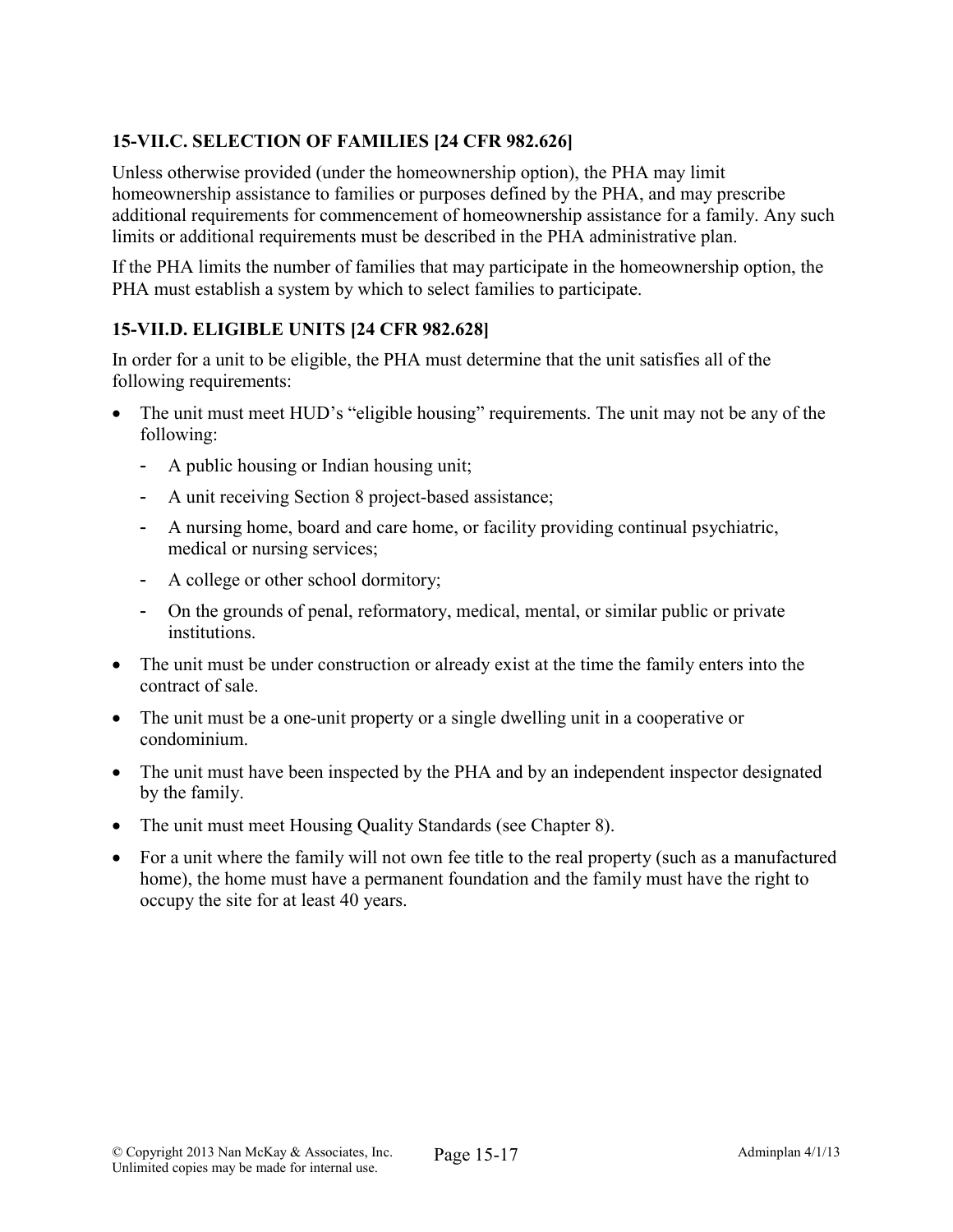### 15-VII.C. SELECTION OF FAMILIES [24 CFR 982.626]

Unless otherwise provided (under the homeownership option), the PHA may limit homeownership assistance to families or purposes defined by the PHA, and may prescribe additional requirements for commencement of homeownership assistance for a family. Any such limits or additional requirements must be described in the PHA administrative plan.

If the PHA limits the number of families that may participate in the homeownership option, the PHA must establish a system by which to select families to participate.

### 15-VII.D. ELIGIBLE UNITS [24 CFR 982.628]

In order for a unit to be eligible, the PHA must determine that the unit satisfies all of the following requirements:

- The unit must meet HUD's "eligible housing" requirements. The unit may not be any of the following:
  - A public housing or Indian housing unit;
  - A unit receiving Section 8 project-based assistance;
  - A nursing home, board and care home, or facility providing continual psychiatric, medical or nursing services;
  - A college or other school dormitory;
  - On the grounds of penal, reformatory, medical, mental, or similar public or private institutions.
- The unit must be under construction or already exist at the time the family enters into the contract of sale.
- The unit must be a one-unit property or a single dwelling unit in a cooperative or condominium.
- The unit must have been inspected by the PHA and by an independent inspector designated by the family.
- The unit must meet Housing Quality Standards (see Chapter 8).
- For a unit where the family will not own fee title to the real property (such as a manufactured home), the home must have a permanent foundation and the family must have the right to occupy the site for at least 40 years.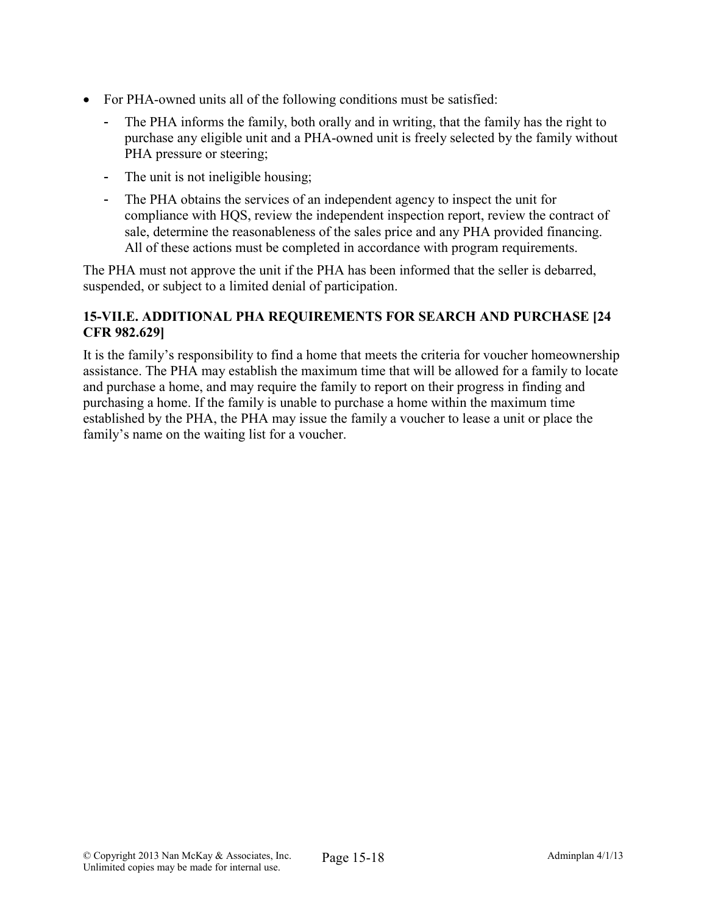- For PHA-owned units all of the following conditions must be satisfied:
  - The PHA informs the family, both orally and in writing, that the family has the right to purchase any eligible unit and a PHA-owned unit is freely selected by the family without PHA pressure or steering;
  - The unit is not ineligible housing;
  - The PHA obtains the services of an independent agency to inspect the unit for compliance with HQS, review the independent inspection report, review the contract of sale, determine the reasonableness of the sales price and any PHA provided financing. All of these actions must be completed in accordance with program requirements.

The PHA must not approve the unit if the PHA has been informed that the seller is debarred, suspended, or subject to a limited denial of participation.

### 15-VII.E. ADDITIONAL PHA REQUIREMENTS FOR SEARCH AND PURCHASE [24 CFR 982.629]

It is the family's responsibility to find a home that meets the criteria for voucher homeownership assistance. The PHA may establish the maximum time that will be allowed for a family to locate and purchase a home, and may require the family to report on their progress in finding and purchasing a home. If the family is unable to purchase a home within the maximum time established by the PHA, the PHA may issue the family a voucher to lease a unit or place the family's name on the waiting list for a voucher.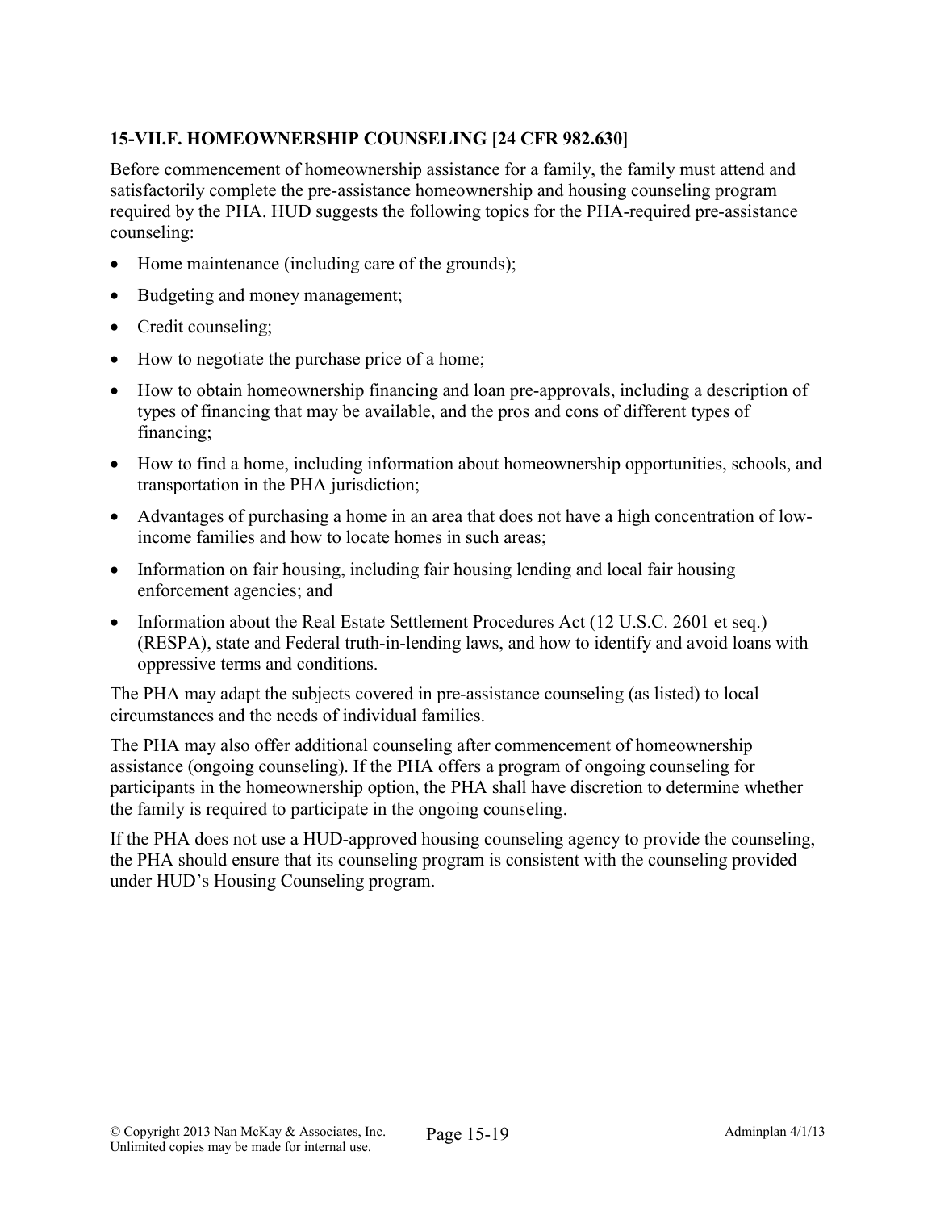### 15-VII.F. HOMEOWNERSHIP COUNSELING [24 CFR 982.630]

Before commencement of homeownership assistance for a family, the family must attend and satisfactorily complete the pre-assistance homeownership and housing counseling program required by the PHA. HUD suggests the following topics for the PHA-required pre-assistance counseling:

- Home maintenance (including care of the grounds);
- Budgeting and money management;
- Credit counseling;
- How to negotiate the purchase price of a home;
- How to obtain homeownership financing and loan pre-approvals, including a description of types of financing that may be available, and the pros and cons of different types of financing;
- How to find a home, including information about homeownership opportunities, schools, and transportation in the PHA jurisdiction;
- Advantages of purchasing a home in an area that does not have a high concentration of low-income families and how to locate homes in such areas;
- Information on fair housing, including fair housing lending and local fair housing enforcement agencies; and
- Information about the Real Estate Settlement Procedures Act (12 U.S.C. 2601 et seq.) (RESPA), state and Federal truth-in-lending laws, and how to identify and avoid loans with oppressive terms and conditions.

The PHA may adapt the subjects covered in pre-assistance counseling (as listed) to local circumstances and the needs of individual families.

The PHA may also offer additional counseling after commencement of homeownership assistance (ongoing counseling). If the PHA offers a program of ongoing counseling for participants in the homeownership option, the PHA shall have discretion to determine whether the family is required to participate in the ongoing counseling.

If the PHA does not use a HUD-approved housing counseling agency to provide the counseling, the PHA should ensure that its counseling program is consistent with the counseling provided under HUD's Housing Counseling program.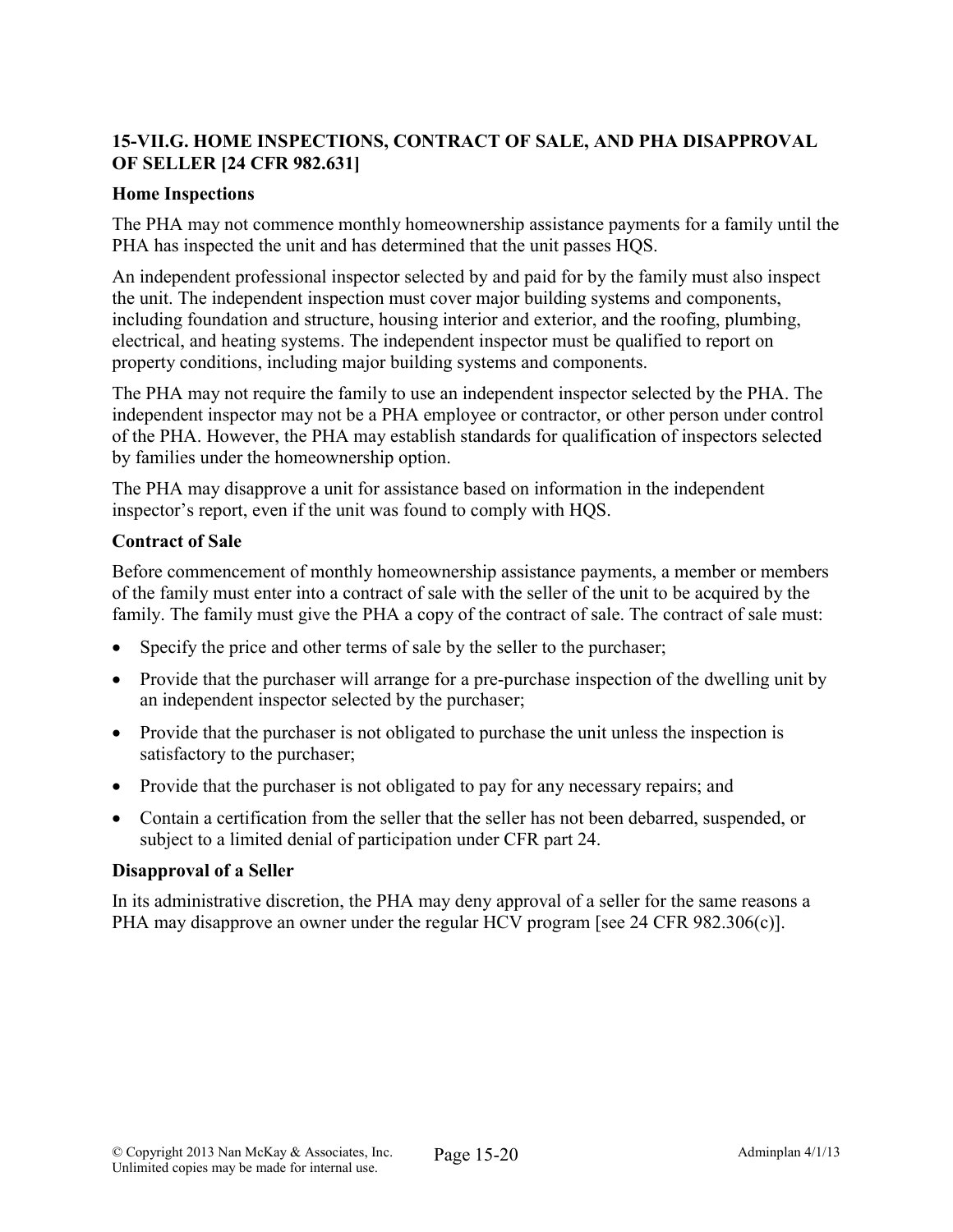## 15-VII.G. HOME INSPECTIONS, CONTRACT OF SALE, AND PHA DISAPPROVAL OF SELLER [24 CFR 982.631]

### Home Inspections

The PHA may not commence monthly homeownership assistance payments for a family until the PHA has inspected the unit and has determined that the unit passes HQS.

An independent professional inspector selected by and paid for by the family must also inspect the unit. The independent inspection must cover major building systems and components, including foundation and structure, housing interior and exterior, and the roofing, plumbing, electrical, and heating systems. The independent inspector must be qualified to report on property conditions, including major building systems and components.

The PHA may not require the family to use an independent inspector selected by the PHA. The independent inspector may not be a PHA employee or contractor, or other person under control of the PHA. However, the PHA may establish standards for qualification of inspectors selected by families under the homeownership option.

The PHA may disapprove a unit for assistance based on information in the independent inspector's report, even if the unit was found to comply with HQS.

### Contract of Sale

Before commencement of monthly homeownership assistance payments, a member or members of the family must enter into a contract of sale with the seller of the unit to be acquired by the family. The family must give the PHA a copy of the contract of sale. The contract of sale must:

- Specify the price and other terms of sale by the seller to the purchaser;
- Provide that the purchaser will arrange for a pre-purchase inspection of the dwelling unit by an independent inspector selected by the purchaser;
- Provide that the purchaser is not obligated to purchase the unit unless the inspection is satisfactory to the purchaser;
- Provide that the purchaser is not obligated to pay for any necessary repairs; and
- Contain a certification from the seller that the seller has not been debarred, suspended, or subject to a limited denial of participation under CFR part 24.

### Disapproval of a Seller

In its administrative discretion, the PHA may deny approval of a seller for the same reasons a PHA may disapprove an owner under the regular HCV program [see 24 CFR 982.306(c)].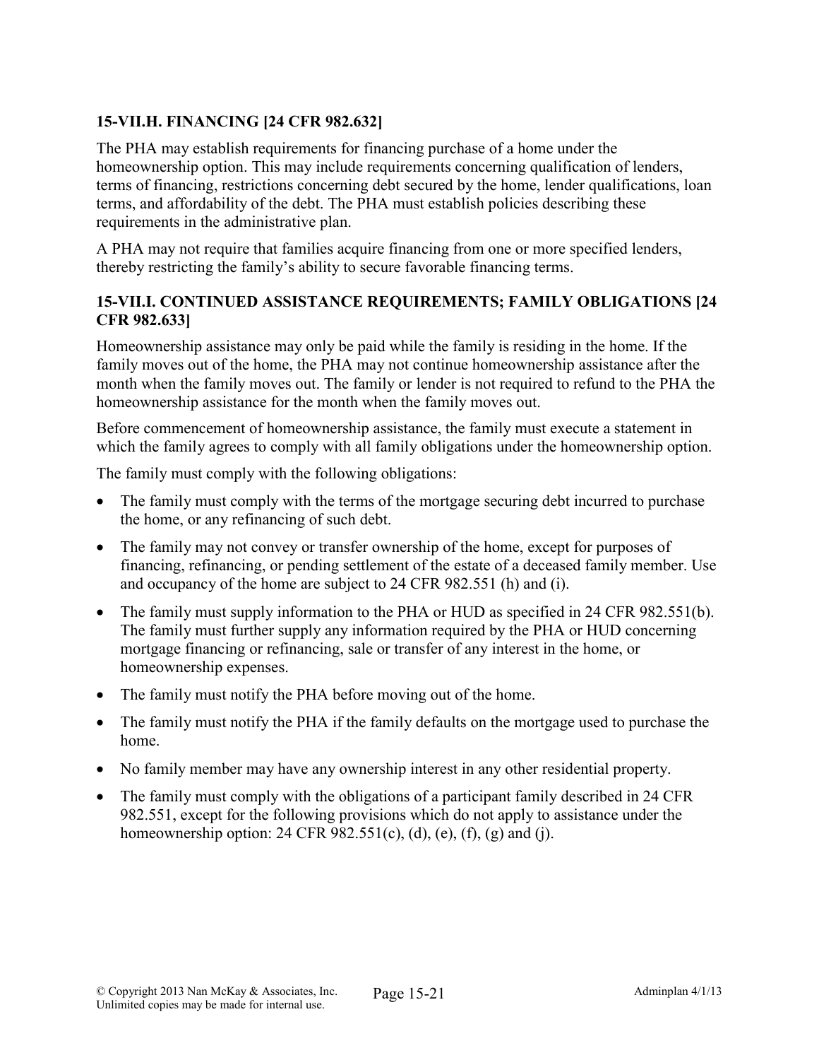### 15-VII.H. FINANCING [24 CFR 982.632]

The PHA may establish requirements for financing purchase of a home under the homeownership option. This may include requirements concerning qualification of lenders, terms of financing, restrictions concerning debt secured by the home, lender qualifications, loan terms, and affordability of the debt. The PHA must establish policies describing these requirements in the administrative plan.

A PHA may not require that families acquire financing from one or more specified lenders, thereby restricting the family's ability to secure favorable financing terms.

### 15-VII.I. CONTINUED ASSISTANCE REQUIREMENTS; FAMILY OBLIGATIONS [24 CFR 982.633]

Homeownership assistance may only be paid while the family is residing in the home. If the family moves out of the home, the PHA may not continue homeownership assistance after the month when the family moves out. The family or lender is not required to refund to the PHA the homeownership assistance for the month when the family moves out.

Before commencement of homeownership assistance, the family must execute a statement in which the family agrees to comply with all family obligations under the homeownership option.

The family must comply with the following obligations:

- The family must comply with the terms of the mortgage securing debt incurred to purchase the home, or any refinancing of such debt.
- The family may not convey or transfer ownership of the home, except for purposes of financing, refinancing, or pending settlement of the estate of a deceased family member. Use and occupancy of the home are subject to 24 CFR 982.551 (h) and (i).
- The family must supply information to the PHA or HUD as specified in 24 CFR 982.551(b). The family must further supply any information required by the PHA or HUD concerning mortgage financing or refinancing, sale or transfer of any interest in the home, or homeownership expenses.
- The family must notify the PHA before moving out of the home.
- The family must notify the PHA if the family defaults on the mortgage used to purchase the home.
- No family member may have any ownership interest in any other residential property.
- The family must comply with the obligations of a participant family described in 24 CFR 982.551, except for the following provisions which do not apply to assistance under the homeownership option: 24 CFR 982.551(c), (d), (e), (f), (g) and (j).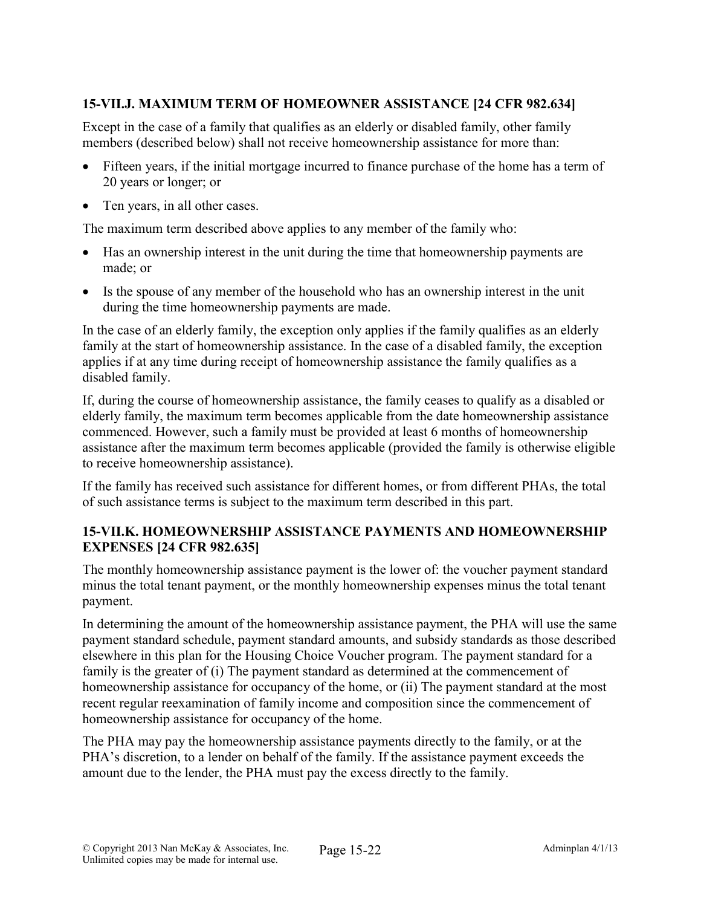### 15-VII.J. MAXIMUM TERM OF HOMEOWNER ASSISTANCE [24 CFR 982.634]

Except in the case of a family that qualifies as an elderly or disabled family, other family members (described below) shall not receive homeownership assistance for more than:

- Fifteen years, if the initial mortgage incurred to finance purchase of the home has a term of 20 years or longer; or
- Ten years, in all other cases.

The maximum term described above applies to any member of the family who:

- Has an ownership interest in the unit during the time that homeownership payments are made; or
- Is the spouse of any member of the household who has an ownership interest in the unit during the time homeownership payments are made.

In the case of an elderly family, the exception only applies if the family qualifies as an elderly family at the start of homeownership assistance. In the case of a disabled family, the exception applies if at any time during receipt of homeownership assistance the family qualifies as a disabled family.

If, during the course of homeownership assistance, the family ceases to qualify as a disabled or elderly family, the maximum term becomes applicable from the date homeownership assistance commenced. However, such a family must be provided at least 6 months of homeownership assistance after the maximum term becomes applicable (provided the family is otherwise eligible to receive homeownership assistance).

If the family has received such assistance for different homes, or from different PHAs, the total of such assistance terms is subject to the maximum term described in this part.

### 15-VII.K. HOMEOWNERSHIP ASSISTANCE PAYMENTS AND HOMEOWNERSHIP EXPENSES [24 CFR 982.635]

The monthly homeownership assistance payment is the lower of: the voucher payment standard minus the total tenant payment, or the monthly homeownership expenses minus the total tenant payment.

In determining the amount of the homeownership assistance payment, the PHA will use the same payment standard schedule, payment standard amounts, and subsidy standards as those described elsewhere in this plan for the Housing Choice Voucher program. The payment standard for a family is the greater of (i) The payment standard as determined at the commencement of homeownership assistance for occupancy of the home, or (ii) The payment standard at the most recent regular reexamination of family income and composition since the commencement of homeownership assistance for occupancy of the home.

The PHA may pay the homeownership assistance payments directly to the family, or at the PHA's discretion, to a lender on behalf of the family. If the assistance payment exceeds the amount due to the lender, the PHA must pay the excess directly to the family.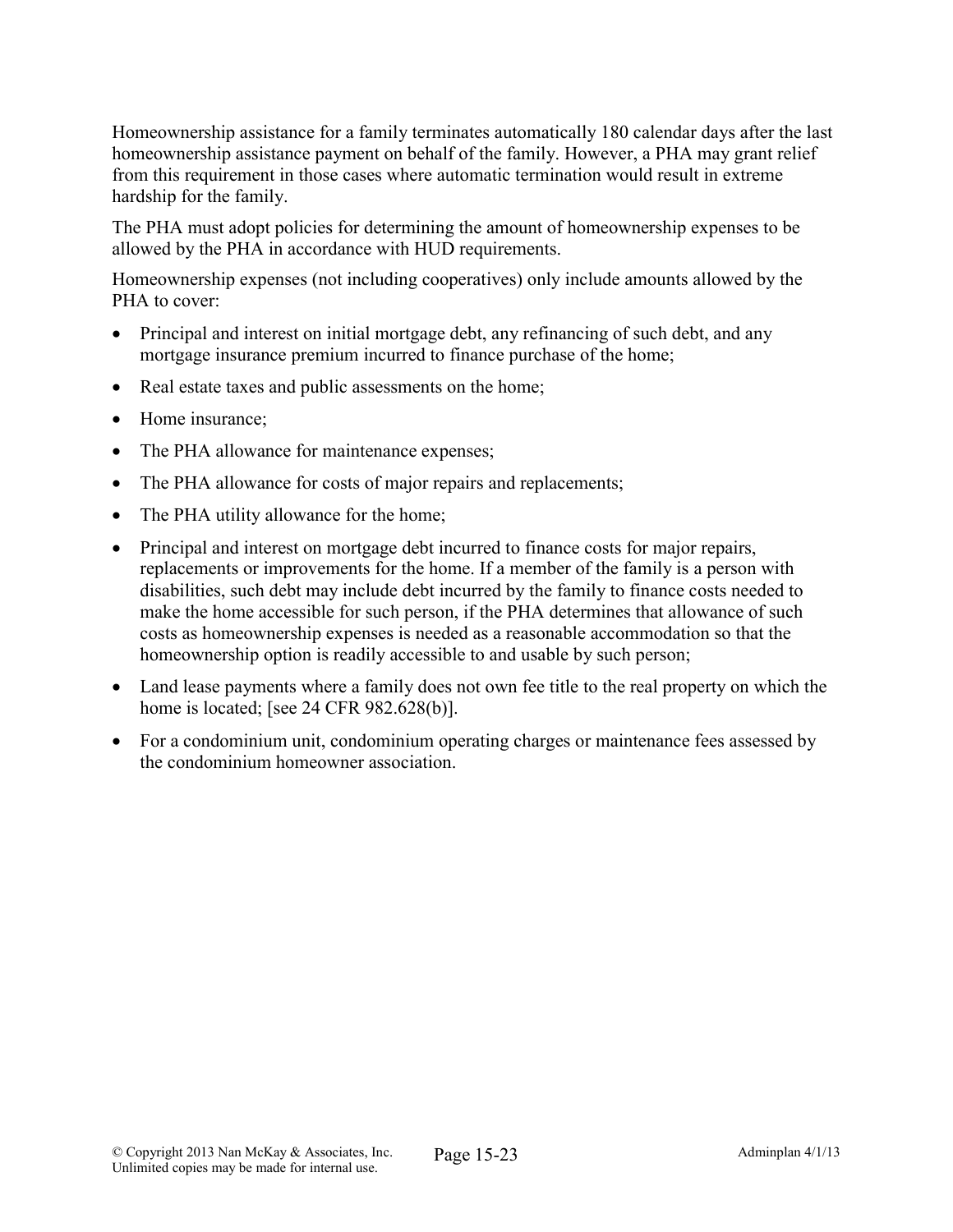Homeownership assistance for a family terminates automatically 180 calendar days after the last homeownership assistance payment on behalf of the family. However, a PHA may grant relief from this requirement in those cases where automatic termination would result in extreme hardship for the family.

The PHA must adopt policies for determining the amount of homeownership expenses to be allowed by the PHA in accordance with HUD requirements.

Homeownership expenses (not including cooperatives) only include amounts allowed by the PHA to cover:

- Principal and interest on initial mortgage debt, any refinancing of such debt, and any mortgage insurance premium incurred to finance purchase of the home;
- Real estate taxes and public assessments on the home;
- Home insurance;
- The PHA allowance for maintenance expenses;
- The PHA allowance for costs of major repairs and replacements;
- The PHA utility allowance for the home;
- Principal and interest on mortgage debt incurred to finance costs for major repairs, replacements or improvements for the home. If a member of the family is a person with disabilities, such debt may include debt incurred by the family to finance costs needed to make the home accessible for such person, if the PHA determines that allowance of such costs as homeownership expenses is needed as a reasonable accommodation so that the homeownership option is readily accessible to and usable by such person;
- Land lease payments where a family does not own fee title to the real property on which the home is located; [see 24 CFR 982.628(b)].
- For a condominium unit, condominium operating charges or maintenance fees assessed by the condominium homeowner association.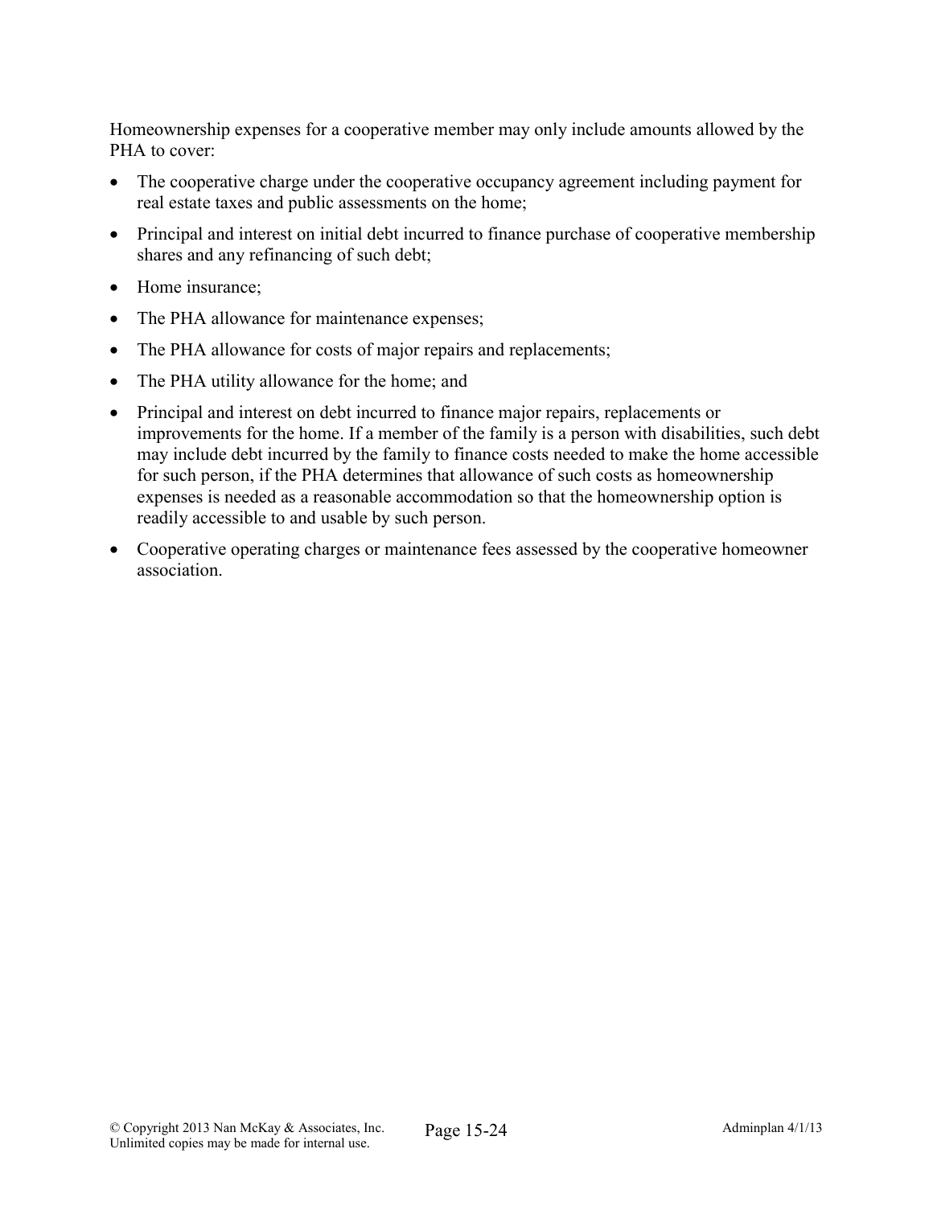Homeownership expenses for a cooperative member may only include amounts allowed by the PHA to cover:

- The cooperative charge under the cooperative occupancy agreement including payment for real estate taxes and public assessments on the home;
- Principal and interest on initial debt incurred to finance purchase of cooperative membership shares and any refinancing of such debt;
- Home insurance;
- The PHA allowance for maintenance expenses;
- The PHA allowance for costs of major repairs and replacements;
- The PHA utility allowance for the home; and
- Principal and interest on debt incurred to finance major repairs, replacements or improvements for the home. If a member of the family is a person with disabilities, such debt may include debt incurred by the family to finance costs needed to make the home accessible for such person, if the PHA determines that allowance of such costs as homeownership expenses is needed as a reasonable accommodation so that the homeownership option is readily accessible to and usable by such person.
- Cooperative operating charges or maintenance fees assessed by the cooperative homeowner association.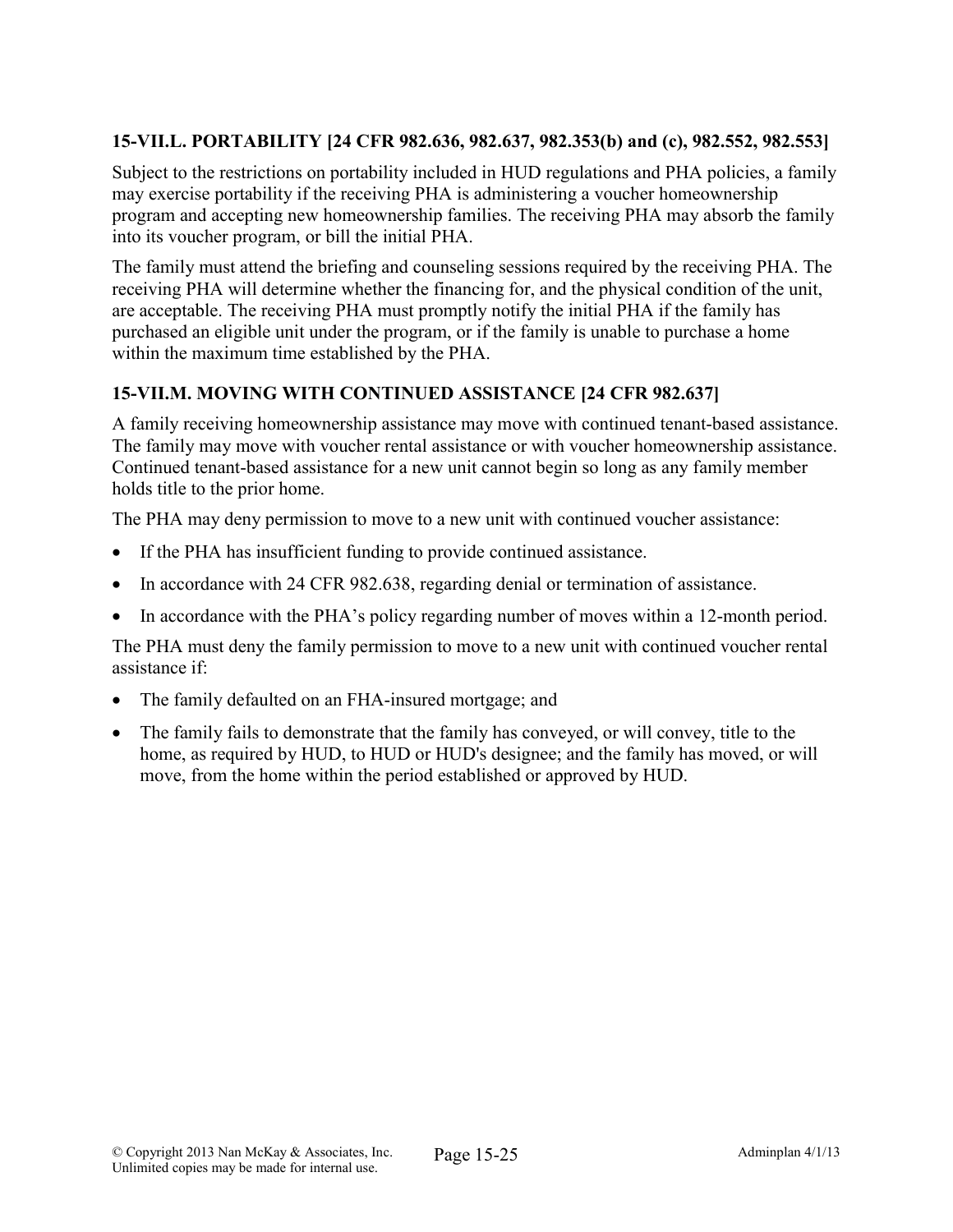### 15-VII.L. PORTABILITY [24 CFR 982.636, 982.637, 982.353(b) and (c), 982.552, 982.553]

Subject to the restrictions on portability included in HUD regulations and PHA policies, a family may exercise portability if the receiving PHA is administering a voucher homeownership program and accepting new homeownership families. The receiving PHA may absorb the family into its voucher program, or bill the initial PHA.

The family must attend the briefing and counseling sessions required by the receiving PHA. The receiving PHA will determine whether the financing for, and the physical condition of the unit, are acceptable. The receiving PHA must promptly notify the initial PHA if the family has purchased an eligible unit under the program, or if the family is unable to purchase a home within the maximum time established by the PHA.

### 15-VII.M. MOVING WITH CONTINUED ASSISTANCE [24 CFR 982.637]

A family receiving homeownership assistance may move with continued tenant-based assistance. The family may move with voucher rental assistance or with voucher homeownership assistance. Continued tenant-based assistance for a new unit cannot begin so long as any family member holds title to the prior home.

The PHA may deny permission to move to a new unit with continued voucher assistance:

- If the PHA has insufficient funding to provide continued assistance.
- In accordance with 24 CFR 982.638, regarding denial or termination of assistance.
- In accordance with the PHA's policy regarding number of moves within a 12-month period.

The PHA must deny the family permission to move to a new unit with continued voucher rental assistance if:

- The family defaulted on an FHA-insured mortgage; and
- The family fails to demonstrate that the family has conveyed, or will convey, title to the home, as required by HUD, to HUD or HUD's designee; and the family has moved, or will move, from the home within the period established or approved by HUD.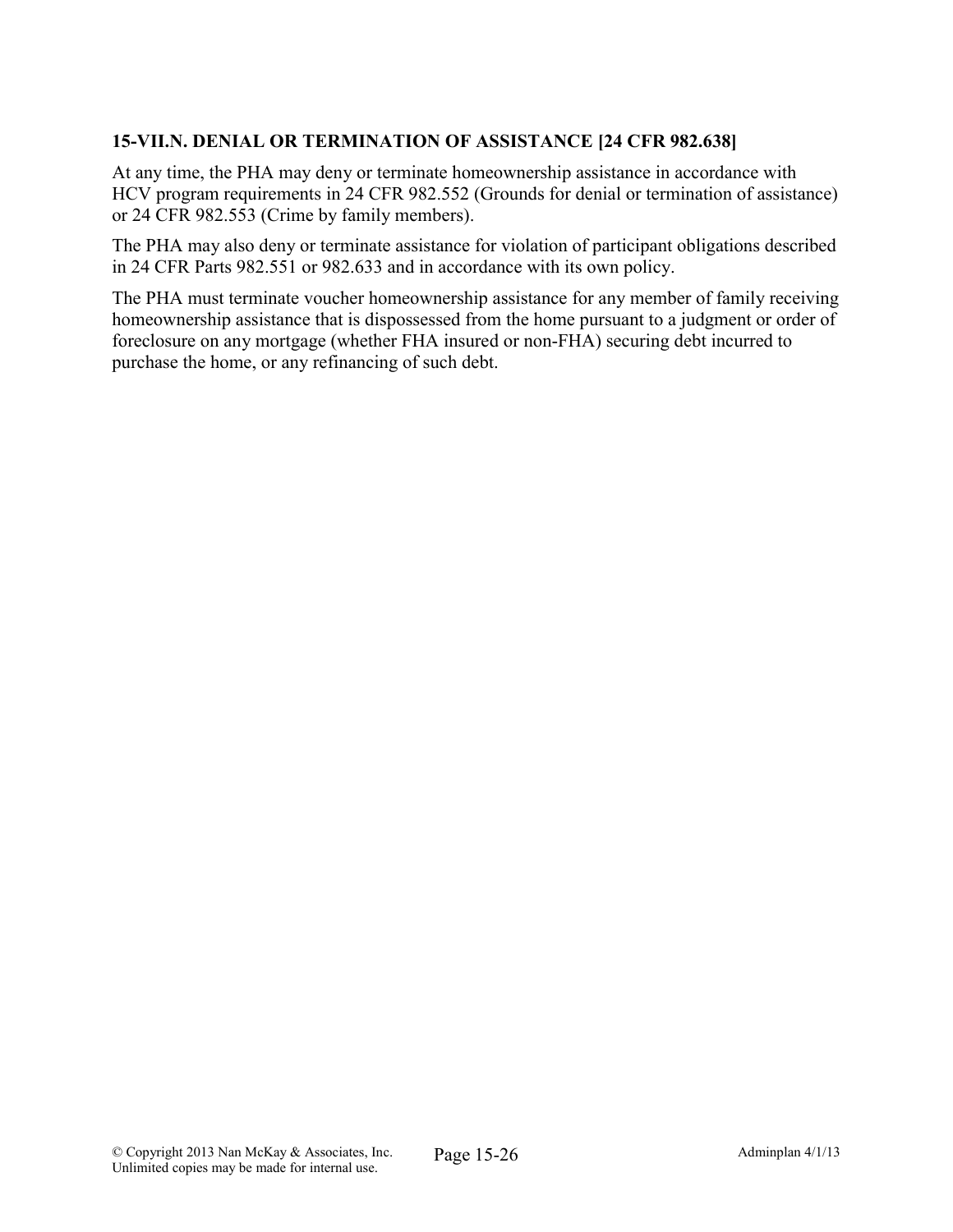### 15-VII.N. DENIAL OR TERMINATION OF ASSISTANCE [24 CFR 982.638]

At any time, the PHA may deny or terminate homeownership assistance in accordance with HCV program requirements in 24 CFR 982.552 (Grounds for denial or termination of assistance) or 24 CFR 982.553 (Crime by family members).

The PHA may also deny or terminate assistance for violation of participant obligations described in 24 CFR Parts 982.551 or 982.633 and in accordance with its own policy.

The PHA must terminate voucher homeownership assistance for any member of family receiving homeownership assistance that is dispossessed from the home pursuant to a judgment or order of foreclosure on any mortgage (whether FHA insured or non-FHA) securing debt incurred to purchase the home, or any refinancing of such debt.